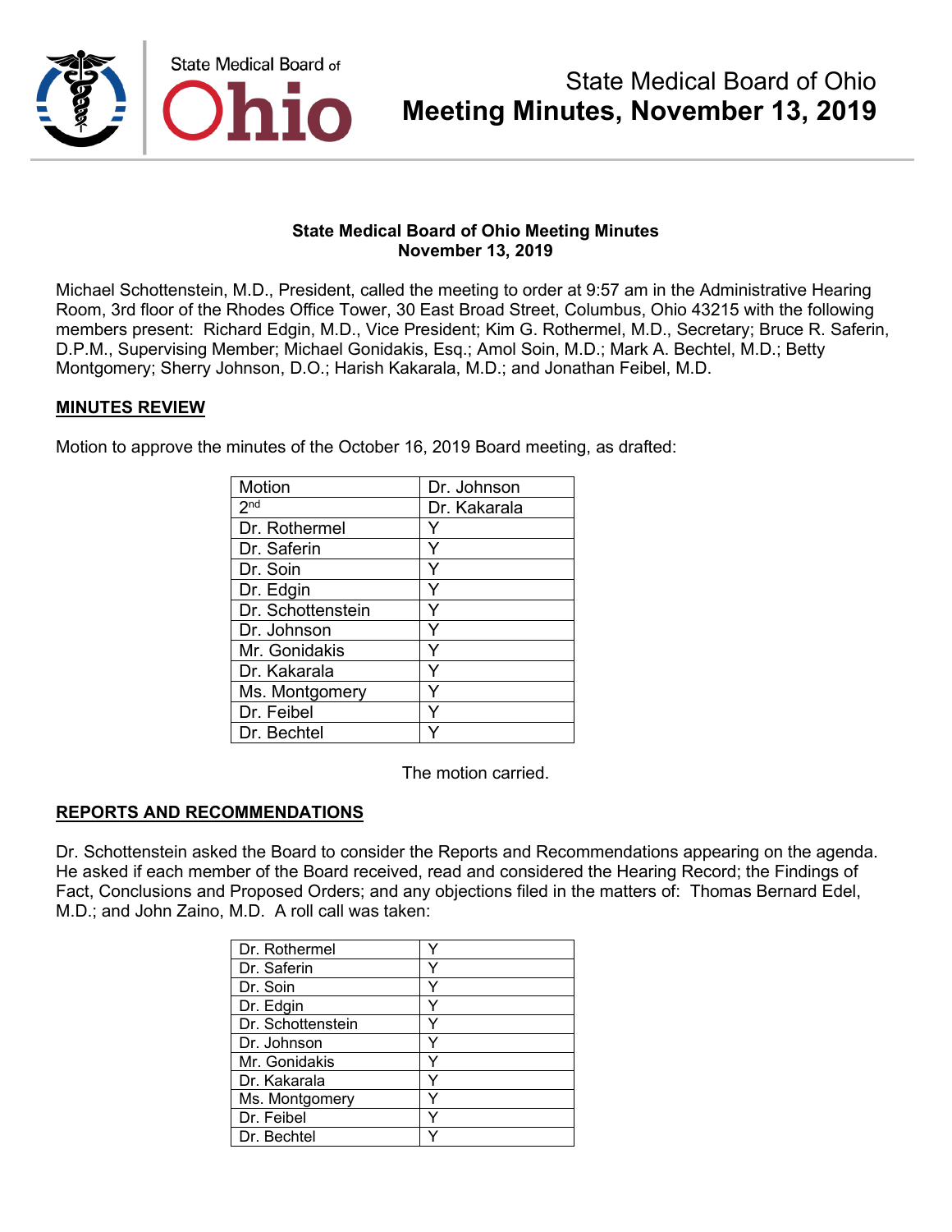# State Medical Board of Ohio
# Meeting Minutes, November 13, 2019

**State Medical Board of Ohio Meeting Minutes**
**November 13, 2019**

Michael Schottenstein, M.D., President, called the meeting to order at 9:57 am in the Administrative Hearing Room, 3rd floor of the Rhodes Office Tower, 30 East Broad Street, Columbus, Ohio 43215 with the following members present: Richard Edgin, M.D., Vice President; Kim G. Rothermel, M.D., Secretary; Bruce R. Saferin, D.P.M., Supervising Member; Michael Gonidakis, Esq.; Amol Soin, M.D.; Mark A. Bechtel, M.D.; Betty Montgomery; Sherry Johnson, D.O.; Harish Kakarala, M.D.; and Jonathan Feibel, M.D.

## MINUTES REVIEW

Motion to approve the minutes of the October 16, 2019 Board meeting, as drafted:

| Motion | Dr. Johnson |
|---|---|
| 2nd | Dr. Kakarala |
| Dr. Rothermel | Y |
| Dr. Saferin | Y |
| Dr. Soin | Y |
| Dr. Edgin | Y |
| Dr. Schottenstein | Y |
| Dr. Johnson | Y |
| Mr. Gonidakis | Y |
| Dr. Kakarala | Y |
| Ms. Montgomery | Y |
| Dr. Feibel | Y |
| Dr. Bechtel | Y |

The motion carried.

## REPORTS AND RECOMMENDATIONS

Dr. Schottenstein asked the Board to consider the Reports and Recommendations appearing on the agenda. He asked if each member of the Board received, read and considered the Hearing Record; the Findings of Fact, Conclusions and Proposed Orders; and any objections filed in the matters of: Thomas Bernard Edel, M.D.; and John Zaino, M.D. A roll call was taken:

| | |
|---|---|
| Dr. Rothermel | Y |
| Dr. Saferin | Y |
| Dr. Soin | Y |
| Dr. Edgin | Y |
| Dr. Schottenstein | Y |
| Dr. Johnson | Y |
| Mr. Gonidakis | Y |
| Dr. Kakarala | Y |
| Ms. Montgomery | Y |
| Dr. Feibel | Y |
| Dr. Bechtel | Y |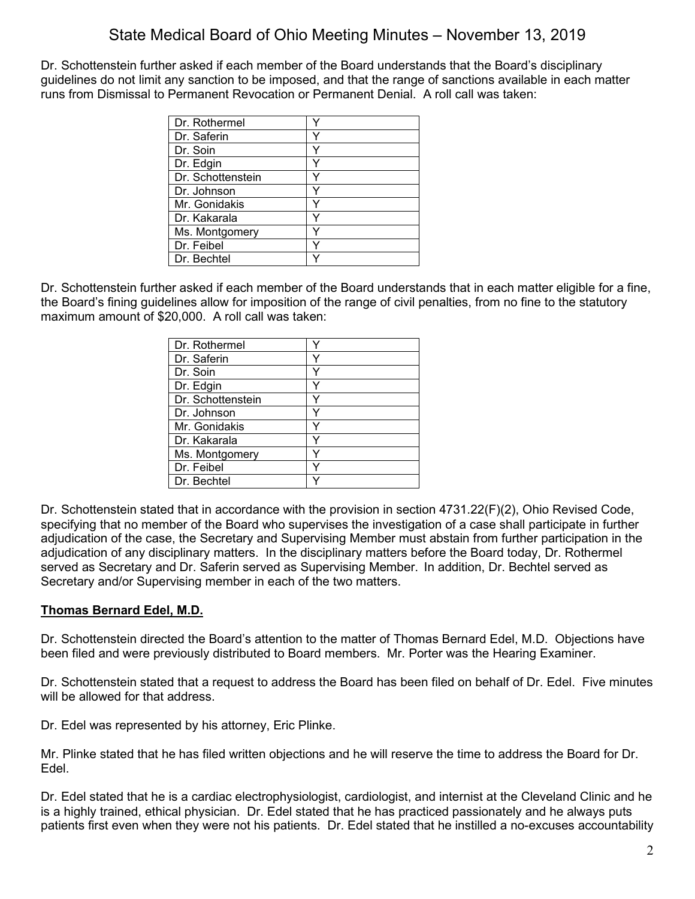Dr. Schottenstein further asked if each member of the Board understands that the Board's disciplinary guidelines do not limit any sanction to be imposed, and that the range of sanctions available in each matter runs from Dismissal to Permanent Revocation or Permanent Denial. A roll call was taken:

| | |
|---|---|
| Dr. Rothermel | Y |
| Dr. Saferin | Y |
| Dr. Soin | Y |
| Dr. Edgin | Y |
| Dr. Schottenstein | Y |
| Dr. Johnson | Y |
| Mr. Gonidakis | Y |
| Dr. Kakarala | Y |
| Ms. Montgomery | Y |
| Dr. Feibel | Y |
| Dr. Bechtel | Y |

Dr. Schottenstein further asked if each member of the Board understands that in each matter eligible for a fine, the Board's fining guidelines allow for imposition of the range of civil penalties, from no fine to the statutory maximum amount of $20,000. A roll call was taken:

| | |
|---|---|
| Dr. Rothermel | Y |
| Dr. Saferin | Y |
| Dr. Soin | Y |
| Dr. Edgin | Y |
| Dr. Schottenstein | Y |
| Dr. Johnson | Y |
| Mr. Gonidakis | Y |
| Dr. Kakarala | Y |
| Ms. Montgomery | Y |
| Dr. Feibel | Y |
| Dr. Bechtel | Y |

Dr. Schottenstein stated that in accordance with the provision in section 4731.22(F)(2), Ohio Revised Code, specifying that no member of the Board who supervises the investigation of a case shall participate in further adjudication of the case, the Secretary and Supervising Member must abstain from further participation in the adjudication of any disciplinary matters. In the disciplinary matters before the Board today, Dr. Rothermel served as Secretary and Dr. Saferin served as Supervising Member. In addition, Dr. Bechtel served as Secretary and/or Supervising member in each of the two matters.

## Thomas Bernard Edel, M.D.

Dr. Schottenstein directed the Board's attention to the matter of Thomas Bernard Edel, M.D. Objections have been filed and were previously distributed to Board members. Mr. Porter was the Hearing Examiner.

Dr. Schottenstein stated that a request to address the Board has been filed on behalf of Dr. Edel. Five minutes will be allowed for that address.

Dr. Edel was represented by his attorney, Eric Plinke.

Mr. Plinke stated that he has filed written objections and he will reserve the time to address the Board for Dr. Edel.

Dr. Edel stated that he is a cardiac electrophysiologist, cardiologist, and internist at the Cleveland Clinic and he is a highly trained, ethical physician. Dr. Edel stated that he has practiced passionately and he always puts patients first even when they were not his patients. Dr. Edel stated that he instilled a no-excuses accountability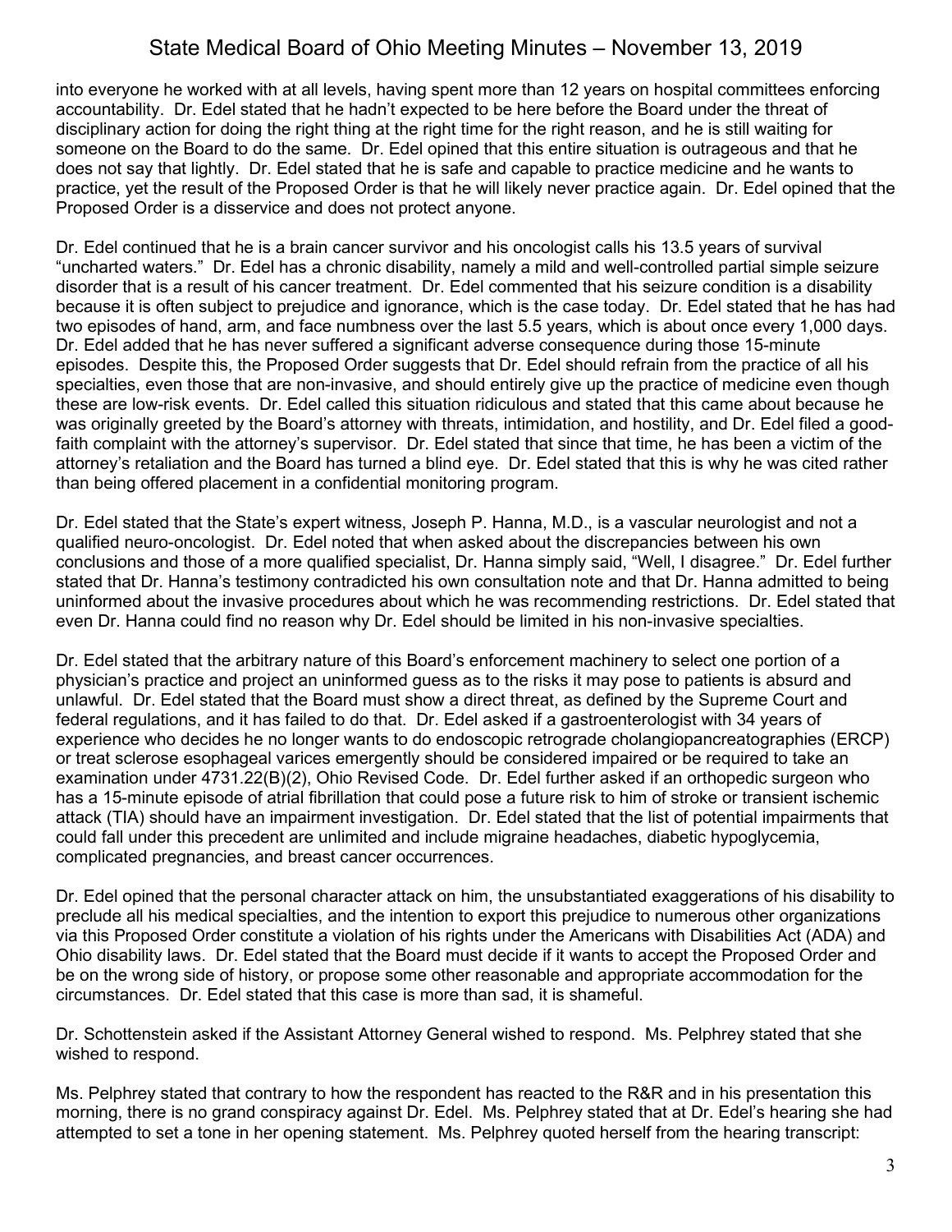into everyone he worked with at all levels, having spent more than 12 years on hospital committees enforcing accountability. Dr. Edel stated that he hadn't expected to be here before the Board under the threat of disciplinary action for doing the right thing at the right time for the right reason, and he is still waiting for someone on the Board to do the same. Dr. Edel opined that this entire situation is outrageous and that he does not say that lightly. Dr. Edel stated that he is safe and capable to practice medicine and he wants to practice, yet the result of the Proposed Order is that he will likely never practice again. Dr. Edel opined that the Proposed Order is a disservice and does not protect anyone.

Dr. Edel continued that he is a brain cancer survivor and his oncologist calls his 13.5 years of survival "uncharted waters." Dr. Edel has a chronic disability, namely a mild and well-controlled partial simple seizure disorder that is a result of his cancer treatment. Dr. Edel commented that his seizure condition is a disability because it is often subject to prejudice and ignorance, which is the case today. Dr. Edel stated that he has had two episodes of hand, arm, and face numbness over the last 5.5 years, which is about once every 1,000 days. Dr. Edel added that he has never suffered a significant adverse consequence during those 15-minute episodes. Despite this, the Proposed Order suggests that Dr. Edel should refrain from the practice of all his specialties, even those that are non-invasive, and should entirely give up the practice of medicine even though these are low-risk events. Dr. Edel called this situation ridiculous and stated that this came about because he was originally greeted by the Board's attorney with threats, intimidation, and hostility, and Dr. Edel filed a good-faith complaint with the attorney's supervisor. Dr. Edel stated that since that time, he has been a victim of the attorney's retaliation and the Board has turned a blind eye. Dr. Edel stated that this is why he was cited rather than being offered placement in a confidential monitoring program.

Dr. Edel stated that the State's expert witness, Joseph P. Hanna, M.D., is a vascular neurologist and not a qualified neuro-oncologist. Dr. Edel noted that when asked about the discrepancies between his own conclusions and those of a more qualified specialist, Dr. Hanna simply said, "Well, I disagree." Dr. Edel further stated that Dr. Hanna's testimony contradicted his own consultation note and that Dr. Hanna admitted to being uninformed about the invasive procedures about which he was recommending restrictions. Dr. Edel stated that even Dr. Hanna could find no reason why Dr. Edel should be limited in his non-invasive specialties.

Dr. Edel stated that the arbitrary nature of this Board's enforcement machinery to select one portion of a physician's practice and project an uninformed guess as to the risks it may pose to patients is absurd and unlawful. Dr. Edel stated that the Board must show a direct threat, as defined by the Supreme Court and federal regulations, and it has failed to do that. Dr. Edel asked if a gastroenterologist with 34 years of experience who decides he no longer wants to do endoscopic retrograde cholangiopancreatographies (ERCP) or treat sclerose esophageal varices emergently should be considered impaired or be required to take an examination under 4731.22(B)(2), Ohio Revised Code. Dr. Edel further asked if an orthopedic surgeon who has a 15-minute episode of atrial fibrillation that could pose a future risk to him of stroke or transient ischemic attack (TIA) should have an impairment investigation. Dr. Edel stated that the list of potential impairments that could fall under this precedent are unlimited and include migraine headaches, diabetic hypoglycemia, complicated pregnancies, and breast cancer occurrences.

Dr. Edel opined that the personal character attack on him, the unsubstantiated exaggerations of his disability to preclude all his medical specialties, and the intention to export this prejudice to numerous other organizations via this Proposed Order constitute a violation of his rights under the Americans with Disabilities Act (ADA) and Ohio disability laws. Dr. Edel stated that the Board must decide if it wants to accept the Proposed Order and be on the wrong side of history, or propose some other reasonable and appropriate accommodation for the circumstances. Dr. Edel stated that this case is more than sad, it is shameful.

Dr. Schottenstein asked if the Assistant Attorney General wished to respond. Ms. Pelphrey stated that she wished to respond.

Ms. Pelphrey stated that contrary to how the respondent has reacted to the R&R and in his presentation this morning, there is no grand conspiracy against Dr. Edel. Ms. Pelphrey stated that at Dr. Edel's hearing she had attempted to set a tone in her opening statement. Ms. Pelphrey quoted herself from the hearing transcript: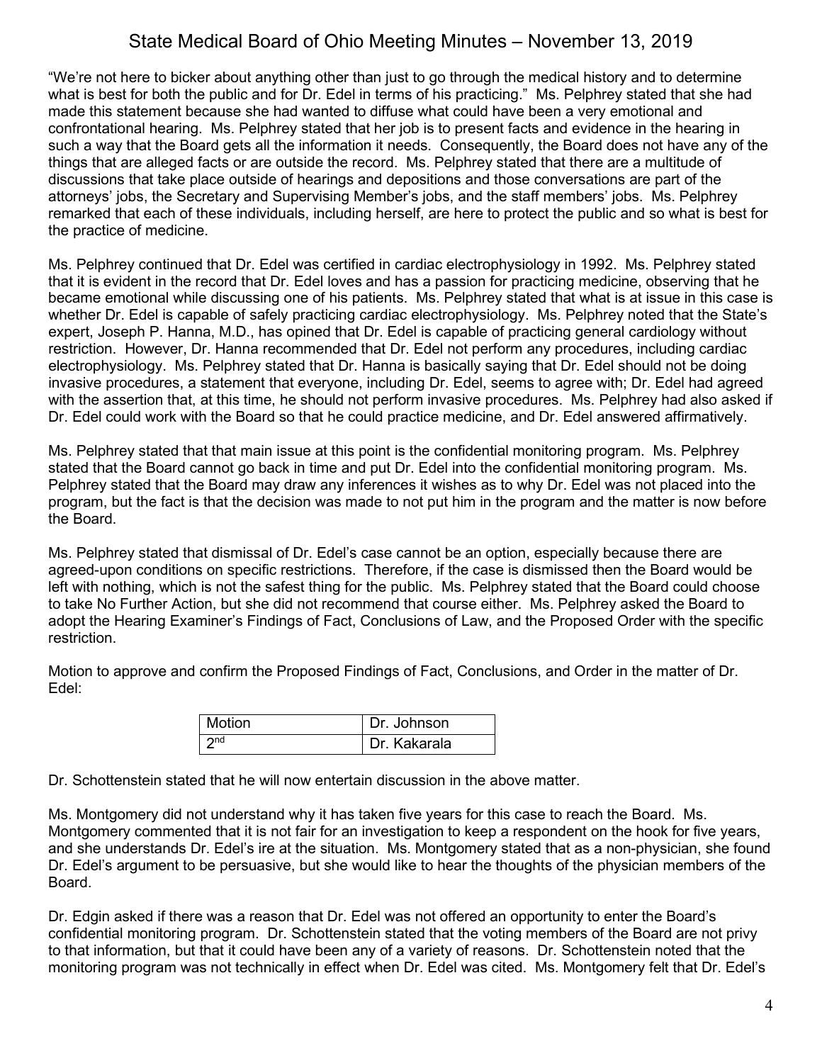"We're not here to bicker about anything other than just to go through the medical history and to determine what is best for both the public and for Dr. Edel in terms of his practicing." Ms. Pelphrey stated that she had made this statement because she had wanted to diffuse what could have been a very emotional and confrontational hearing. Ms. Pelphrey stated that her job is to present facts and evidence in the hearing in such a way that the Board gets all the information it needs. Consequently, the Board does not have any of the things that are alleged facts or are outside the record. Ms. Pelphrey stated that there are a multitude of discussions that take place outside of hearings and depositions and those conversations are part of the attorneys' jobs, the Secretary and Supervising Member's jobs, and the staff members' jobs. Ms. Pelphrey remarked that each of these individuals, including herself, are here to protect the public and so what is best for the practice of medicine.

Ms. Pelphrey continued that Dr. Edel was certified in cardiac electrophysiology in 1992. Ms. Pelphrey stated that it is evident in the record that Dr. Edel loves and has a passion for practicing medicine, observing that he became emotional while discussing one of his patients. Ms. Pelphrey stated that what is at issue in this case is whether Dr. Edel is capable of safely practicing cardiac electrophysiology. Ms. Pelphrey noted that the State's expert, Joseph P. Hanna, M.D., has opined that Dr. Edel is capable of practicing general cardiology without restriction. However, Dr. Hanna recommended that Dr. Edel not perform any procedures, including cardiac electrophysiology. Ms. Pelphrey stated that Dr. Hanna is basically saying that Dr. Edel should not be doing invasive procedures, a statement that everyone, including Dr. Edel, seems to agree with; Dr. Edel had agreed with the assertion that, at this time, he should not perform invasive procedures. Ms. Pelphrey had also asked if Dr. Edel could work with the Board so that he could practice medicine, and Dr. Edel answered affirmatively.

Ms. Pelphrey stated that that main issue at this point is the confidential monitoring program. Ms. Pelphrey stated that the Board cannot go back in time and put Dr. Edel into the confidential monitoring program. Ms. Pelphrey stated that the Board may draw any inferences it wishes as to why Dr. Edel was not placed into the program, but the fact is that the decision was made to not put him in the program and the matter is now before the Board.

Ms. Pelphrey stated that dismissal of Dr. Edel's case cannot be an option, especially because there are agreed-upon conditions on specific restrictions. Therefore, if the case is dismissed then the Board would be left with nothing, which is not the safest thing for the public. Ms. Pelphrey stated that the Board could choose to take No Further Action, but she did not recommend that course either. Ms. Pelphrey asked the Board to adopt the Hearing Examiner's Findings of Fact, Conclusions of Law, and the Proposed Order with the specific restriction.

Motion to approve and confirm the Proposed Findings of Fact, Conclusions, and Order in the matter of Dr. Edel:

| Motion | Dr. Johnson |
|---|---|
| 2nd | Dr. Kakarala |

Dr. Schottenstein stated that he will now entertain discussion in the above matter.

Ms. Montgomery did not understand why it has taken five years for this case to reach the Board. Ms. Montgomery commented that it is not fair for an investigation to keep a respondent on the hook for five years, and she understands Dr. Edel's ire at the situation. Ms. Montgomery stated that as a non-physician, she found Dr. Edel's argument to be persuasive, but she would like to hear the thoughts of the physician members of the Board.

Dr. Edgin asked if there was a reason that Dr. Edel was not offered an opportunity to enter the Board's confidential monitoring program. Dr. Schottenstein stated that the voting members of the Board are not privy to that information, but that it could have been any of a variety of reasons. Dr. Schottenstein noted that the monitoring program was not technically in effect when Dr. Edel was cited. Ms. Montgomery felt that Dr. Edel's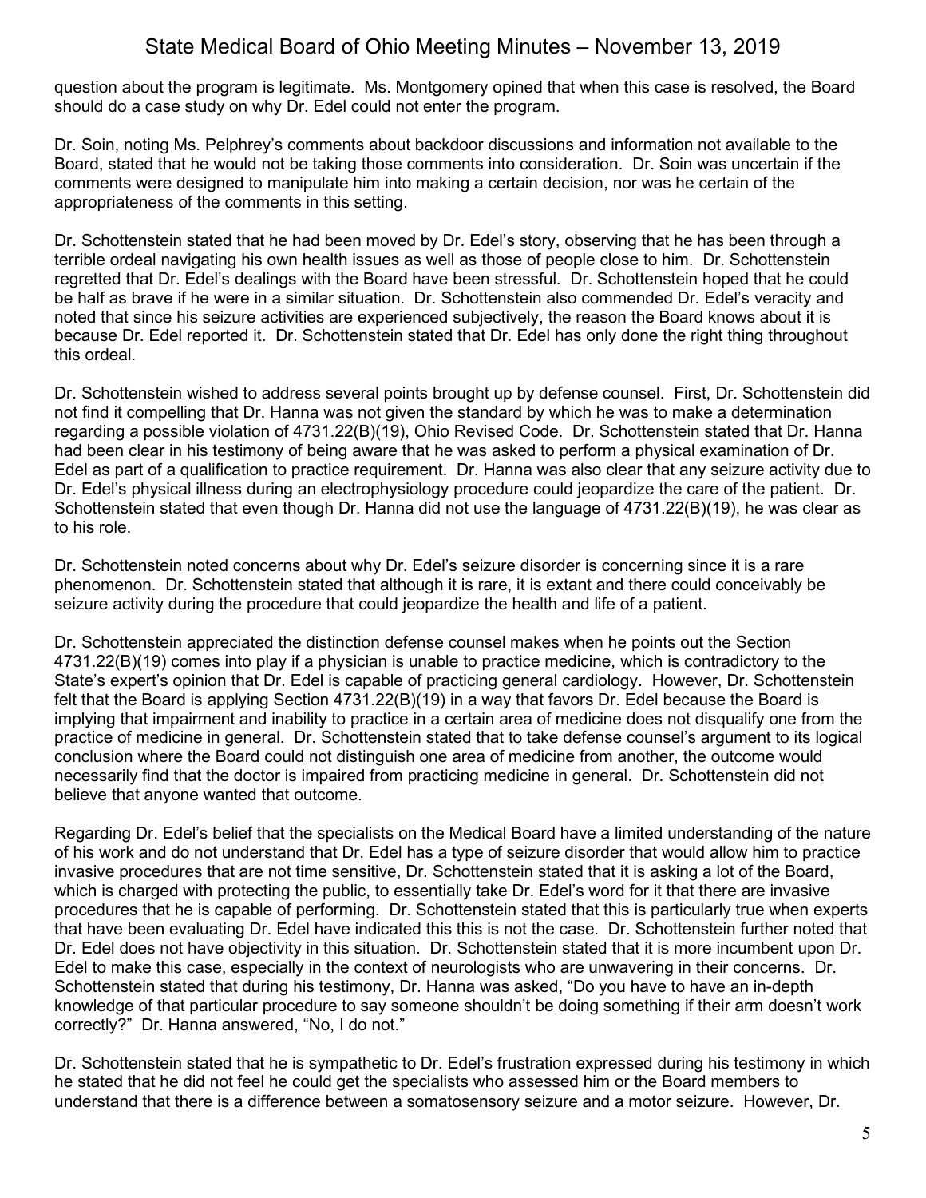question about the program is legitimate. Ms. Montgomery opined that when this case is resolved, the Board should do a case study on why Dr. Edel could not enter the program.

Dr. Soin, noting Ms. Pelphrey's comments about backdoor discussions and information not available to the Board, stated that he would not be taking those comments into consideration. Dr. Soin was uncertain if the comments were designed to manipulate him into making a certain decision, nor was he certain of the appropriateness of the comments in this setting.

Dr. Schottenstein stated that he had been moved by Dr. Edel's story, observing that he has been through a terrible ordeal navigating his own health issues as well as those of people close to him. Dr. Schottenstein regretted that Dr. Edel's dealings with the Board have been stressful. Dr. Schottenstein hoped that he could be half as brave if he were in a similar situation. Dr. Schottenstein also commended Dr. Edel's veracity and noted that since his seizure activities are experienced subjectively, the reason the Board knows about it is because Dr. Edel reported it. Dr. Schottenstein stated that Dr. Edel has only done the right thing throughout this ordeal.

Dr. Schottenstein wished to address several points brought up by defense counsel. First, Dr. Schottenstein did not find it compelling that Dr. Hanna was not given the standard by which he was to make a determination regarding a possible violation of 4731.22(B)(19), Ohio Revised Code. Dr. Schottenstein stated that Dr. Hanna had been clear in his testimony of being aware that he was asked to perform a physical examination of Dr. Edel as part of a qualification to practice requirement. Dr. Hanna was also clear that any seizure activity due to Dr. Edel's physical illness during an electrophysiology procedure could jeopardize the care of the patient. Dr. Schottenstein stated that even though Dr. Hanna did not use the language of 4731.22(B)(19), he was clear as to his role.

Dr. Schottenstein noted concerns about why Dr. Edel's seizure disorder is concerning since it is a rare phenomenon. Dr. Schottenstein stated that although it is rare, it is extant and there could conceivably be seizure activity during the procedure that could jeopardize the health and life of a patient.

Dr. Schottenstein appreciated the distinction defense counsel makes when he points out the Section 4731.22(B)(19) comes into play if a physician is unable to practice medicine, which is contradictory to the State's expert's opinion that Dr. Edel is capable of practicing general cardiology. However, Dr. Schottenstein felt that the Board is applying Section 4731.22(B)(19) in a way that favors Dr. Edel because the Board is implying that impairment and inability to practice in a certain area of medicine does not disqualify one from the practice of medicine in general. Dr. Schottenstein stated that to take defense counsel's argument to its logical conclusion where the Board could not distinguish one area of medicine from another, the outcome would necessarily find that the doctor is impaired from practicing medicine in general. Dr. Schottenstein did not believe that anyone wanted that outcome.

Regarding Dr. Edel's belief that the specialists on the Medical Board have a limited understanding of the nature of his work and do not understand that Dr. Edel has a type of seizure disorder that would allow him to practice invasive procedures that are not time sensitive, Dr. Schottenstein stated that it is asking a lot of the Board, which is charged with protecting the public, to essentially take Dr. Edel's word for it that there are invasive procedures that he is capable of performing. Dr. Schottenstein stated that this is particularly true when experts that have been evaluating Dr. Edel have indicated this this is not the case. Dr. Schottenstein further noted that Dr. Edel does not have objectivity in this situation. Dr. Schottenstein stated that it is more incumbent upon Dr. Edel to make this case, especially in the context of neurologists who are unwavering in their concerns. Dr. Schottenstein stated that during his testimony, Dr. Hanna was asked, "Do you have to have an in-depth knowledge of that particular procedure to say someone shouldn't be doing something if their arm doesn't work correctly?" Dr. Hanna answered, "No, I do not."

Dr. Schottenstein stated that he is sympathetic to Dr. Edel's frustration expressed during his testimony in which he stated that he did not feel he could get the specialists who assessed him or the Board members to understand that there is a difference between a somatosensory seizure and a motor seizure. However, Dr.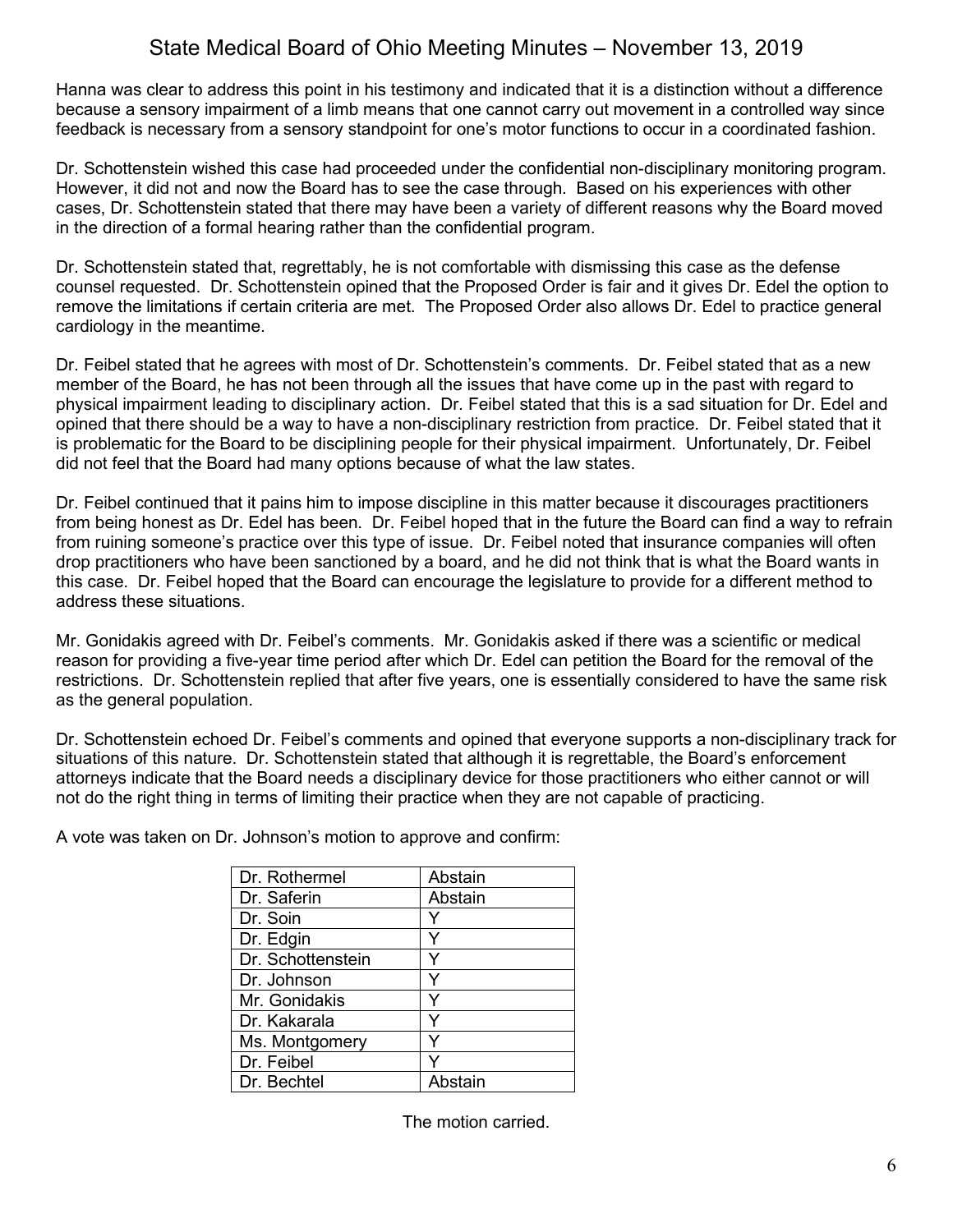Hanna was clear to address this point in his testimony and indicated that it is a distinction without a difference because a sensory impairment of a limb means that one cannot carry out movement in a controlled way since feedback is necessary from a sensory standpoint for one's motor functions to occur in a coordinated fashion.

Dr. Schottenstein wished this case had proceeded under the confidential non-disciplinary monitoring program. However, it did not and now the Board has to see the case through. Based on his experiences with other cases, Dr. Schottenstein stated that there may have been a variety of different reasons why the Board moved in the direction of a formal hearing rather than the confidential program.

Dr. Schottenstein stated that, regrettably, he is not comfortable with dismissing this case as the defense counsel requested. Dr. Schottenstein opined that the Proposed Order is fair and it gives Dr. Edel the option to remove the limitations if certain criteria are met. The Proposed Order also allows Dr. Edel to practice general cardiology in the meantime.

Dr. Feibel stated that he agrees with most of Dr. Schottenstein's comments. Dr. Feibel stated that as a new member of the Board, he has not been through all the issues that have come up in the past with regard to physical impairment leading to disciplinary action. Dr. Feibel stated that this is a sad situation for Dr. Edel and opined that there should be a way to have a non-disciplinary restriction from practice. Dr. Feibel stated that it is problematic for the Board to be disciplining people for their physical impairment. Unfortunately, Dr. Feibel did not feel that the Board had many options because of what the law states.

Dr. Feibel continued that it pains him to impose discipline in this matter because it discourages practitioners from being honest as Dr. Edel has been. Dr. Feibel hoped that in the future the Board can find a way to refrain from ruining someone's practice over this type of issue. Dr. Feibel noted that insurance companies will often drop practitioners who have been sanctioned by a board, and he did not think that is what the Board wants in this case. Dr. Feibel hoped that the Board can encourage the legislature to provide for a different method to address these situations.

Mr. Gonidakis agreed with Dr. Feibel's comments. Mr. Gonidakis asked if there was a scientific or medical reason for providing a five-year time period after which Dr. Edel can petition the Board for the removal of the restrictions. Dr. Schottenstein replied that after five years, one is essentially considered to have the same risk as the general population.

Dr. Schottenstein echoed Dr. Feibel's comments and opined that everyone supports a non-disciplinary track for situations of this nature. Dr. Schottenstein stated that although it is regrettable, the Board's enforcement attorneys indicate that the Board needs a disciplinary device for those practitioners who either cannot or will not do the right thing in terms of limiting their practice when they are not capable of practicing.

A vote was taken on Dr. Johnson's motion to approve and confirm:

| | |
|---|---|
| Dr. Rothermel | Abstain |
| Dr. Saferin | Abstain |
| Dr. Soin | Y |
| Dr. Edgin | Y |
| Dr. Schottenstein | Y |
| Dr. Johnson | Y |
| Mr. Gonidakis | Y |
| Dr. Kakarala | Y |
| Ms. Montgomery | Y |
| Dr. Feibel | Y |
| Dr. Bechtel | Abstain |

The motion carried.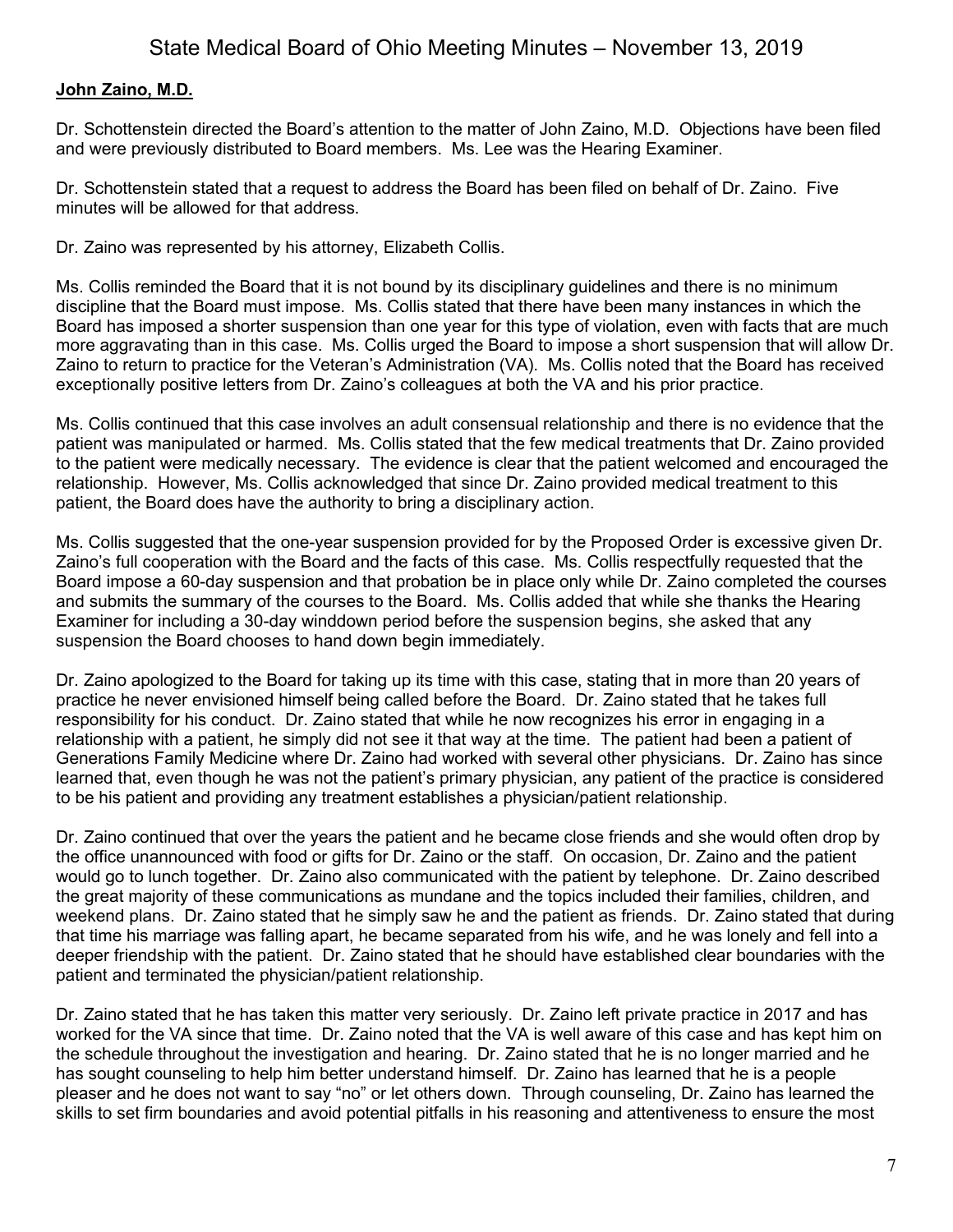**John Zaino, M.D.**

Dr. Schottenstein directed the Board's attention to the matter of John Zaino, M.D. Objections have been filed and were previously distributed to Board members. Ms. Lee was the Hearing Examiner.

Dr. Schottenstein stated that a request to address the Board has been filed on behalf of Dr. Zaino. Five minutes will be allowed for that address.

Dr. Zaino was represented by his attorney, Elizabeth Collis.

Ms. Collis reminded the Board that it is not bound by its disciplinary guidelines and there is no minimum discipline that the Board must impose. Ms. Collis stated that there have been many instances in which the Board has imposed a shorter suspension than one year for this type of violation, even with facts that are much more aggravating than in this case. Ms. Collis urged the Board to impose a short suspension that will allow Dr. Zaino to return to practice for the Veteran's Administration (VA). Ms. Collis noted that the Board has received exceptionally positive letters from Dr. Zaino's colleagues at both the VA and his prior practice.

Ms. Collis continued that this case involves an adult consensual relationship and there is no evidence that the patient was manipulated or harmed. Ms. Collis stated that the few medical treatments that Dr. Zaino provided to the patient were medically necessary. The evidence is clear that the patient welcomed and encouraged the relationship. However, Ms. Collis acknowledged that since Dr. Zaino provided medical treatment to this patient, the Board does have the authority to bring a disciplinary action.

Ms. Collis suggested that the one-year suspension provided for by the Proposed Order is excessive given Dr. Zaino's full cooperation with the Board and the facts of this case. Ms. Collis respectfully requested that the Board impose a 60-day suspension and that probation be in place only while Dr. Zaino completed the courses and submits the summary of the courses to the Board. Ms. Collis added that while she thanks the Hearing Examiner for including a 30-day winddown period before the suspension begins, she asked that any suspension the Board chooses to hand down begin immediately.

Dr. Zaino apologized to the Board for taking up its time with this case, stating that in more than 20 years of practice he never envisioned himself being called before the Board. Dr. Zaino stated that he takes full responsibility for his conduct. Dr. Zaino stated that while he now recognizes his error in engaging in a relationship with a patient, he simply did not see it that way at the time. The patient had been a patient of Generations Family Medicine where Dr. Zaino had worked with several other physicians. Dr. Zaino has since learned that, even though he was not the patient's primary physician, any patient of the practice is considered to be his patient and providing any treatment establishes a physician/patient relationship.

Dr. Zaino continued that over the years the patient and he became close friends and she would often drop by the office unannounced with food or gifts for Dr. Zaino or the staff. On occasion, Dr. Zaino and the patient would go to lunch together. Dr. Zaino also communicated with the patient by telephone. Dr. Zaino described the great majority of these communications as mundane and the topics included their families, children, and weekend plans. Dr. Zaino stated that he simply saw he and the patient as friends. Dr. Zaino stated that during that time his marriage was falling apart, he became separated from his wife, and he was lonely and fell into a deeper friendship with the patient. Dr. Zaino stated that he should have established clear boundaries with the patient and terminated the physician/patient relationship.

Dr. Zaino stated that he has taken this matter very seriously. Dr. Zaino left private practice in 2017 and has worked for the VA since that time. Dr. Zaino noted that the VA is well aware of this case and has kept him on the schedule throughout the investigation and hearing. Dr. Zaino stated that he is no longer married and he has sought counseling to help him better understand himself. Dr. Zaino has learned that he is a people pleaser and he does not want to say "no" or let others down. Through counseling, Dr. Zaino has learned the skills to set firm boundaries and avoid potential pitfalls in his reasoning and attentiveness to ensure the most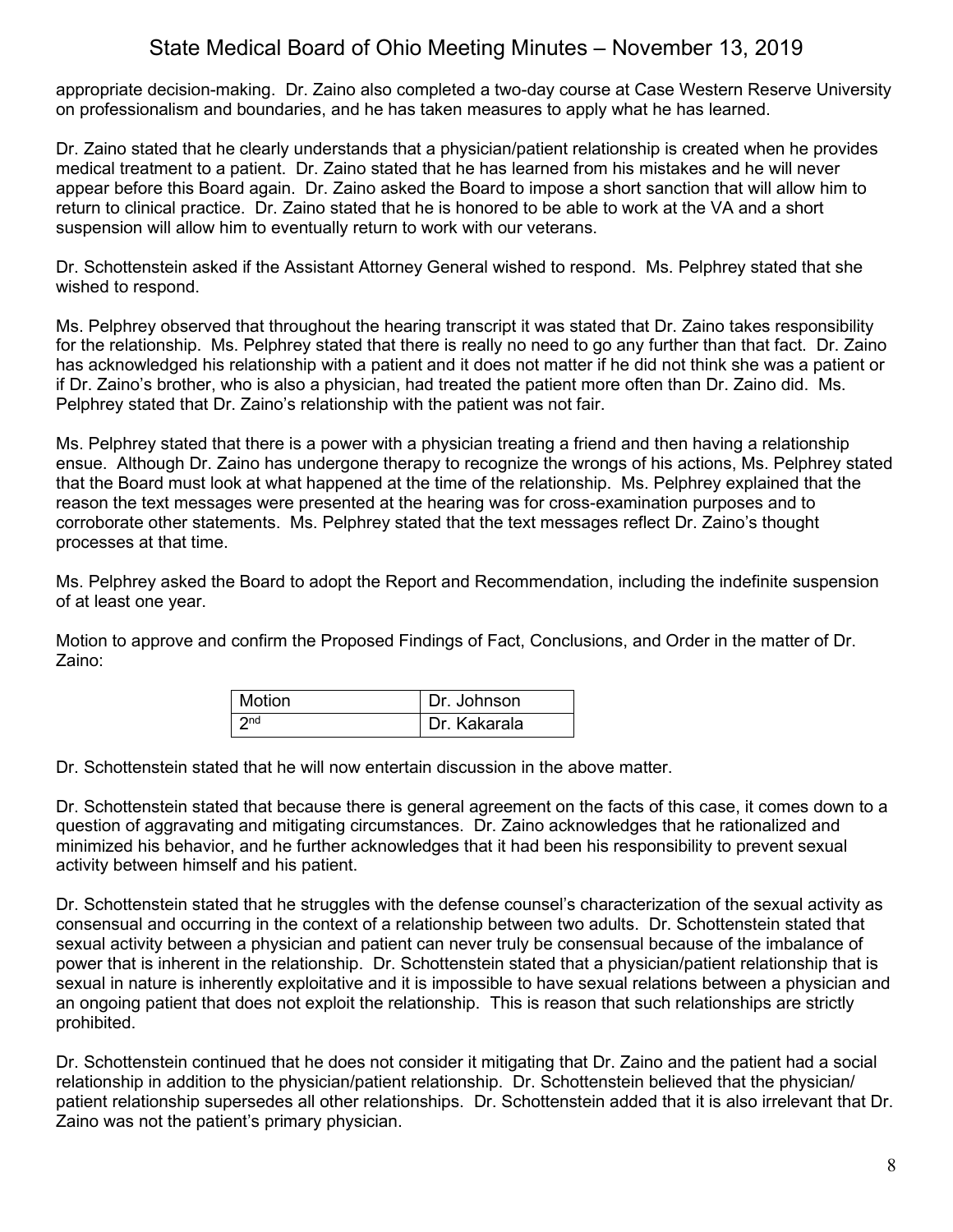appropriate decision-making. Dr. Zaino also completed a two-day course at Case Western Reserve University on professionalism and boundaries, and he has taken measures to apply what he has learned.

Dr. Zaino stated that he clearly understands that a physician/patient relationship is created when he provides medical treatment to a patient. Dr. Zaino stated that he has learned from his mistakes and he will never appear before this Board again. Dr. Zaino asked the Board to impose a short sanction that will allow him to return to clinical practice. Dr. Zaino stated that he is honored to be able to work at the VA and a short suspension will allow him to eventually return to work with our veterans.

Dr. Schottenstein asked if the Assistant Attorney General wished to respond. Ms. Pelphrey stated that she wished to respond.

Ms. Pelphrey observed that throughout the hearing transcript it was stated that Dr. Zaino takes responsibility for the relationship. Ms. Pelphrey stated that there is really no need to go any further than that fact. Dr. Zaino has acknowledged his relationship with a patient and it does not matter if he did not think she was a patient or if Dr. Zaino's brother, who is also a physician, had treated the patient more often than Dr. Zaino did. Ms. Pelphrey stated that Dr. Zaino's relationship with the patient was not fair.

Ms. Pelphrey stated that there is a power with a physician treating a friend and then having a relationship ensue. Although Dr. Zaino has undergone therapy to recognize the wrongs of his actions, Ms. Pelphrey stated that the Board must look at what happened at the time of the relationship. Ms. Pelphrey explained that the reason the text messages were presented at the hearing was for cross-examination purposes and to corroborate other statements. Ms. Pelphrey stated that the text messages reflect Dr. Zaino's thought processes at that time.

Ms. Pelphrey asked the Board to adopt the Report and Recommendation, including the indefinite suspension of at least one year.

Motion to approve and confirm the Proposed Findings of Fact, Conclusions, and Order in the matter of Dr. Zaino:

| Motion | Dr. Johnson |
|---|---|
| 2nd | Dr. Kakarala |

Dr. Schottenstein stated that he will now entertain discussion in the above matter.

Dr. Schottenstein stated that because there is general agreement on the facts of this case, it comes down to a question of aggravating and mitigating circumstances. Dr. Zaino acknowledges that he rationalized and minimized his behavior, and he further acknowledges that it had been his responsibility to prevent sexual activity between himself and his patient.

Dr. Schottenstein stated that he struggles with the defense counsel's characterization of the sexual activity as consensual and occurring in the context of a relationship between two adults. Dr. Schottenstein stated that sexual activity between a physician and patient can never truly be consensual because of the imbalance of power that is inherent in the relationship. Dr. Schottenstein stated that a physician/patient relationship that is sexual in nature is inherently exploitative and it is impossible to have sexual relations between a physician and an ongoing patient that does not exploit the relationship. This is reason that such relationships are strictly prohibited.

Dr. Schottenstein continued that he does not consider it mitigating that Dr. Zaino and the patient had a social relationship in addition to the physician/patient relationship. Dr. Schottenstein believed that the physician/ patient relationship supersedes all other relationships. Dr. Schottenstein added that it is also irrelevant that Dr. Zaino was not the patient's primary physician.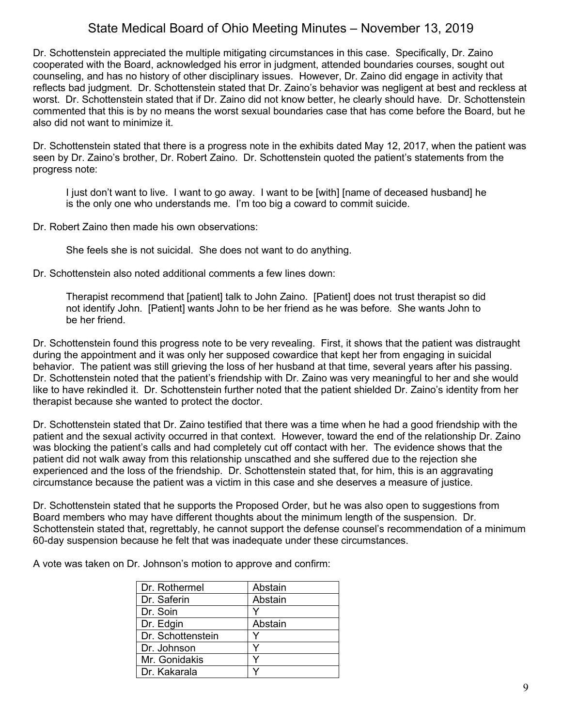Dr. Schottenstein appreciated the multiple mitigating circumstances in this case. Specifically, Dr. Zaino cooperated with the Board, acknowledged his error in judgment, attended boundaries courses, sought out counseling, and has no history of other disciplinary issues. However, Dr. Zaino did engage in activity that reflects bad judgment. Dr. Schottenstein stated that Dr. Zaino's behavior was negligent at best and reckless at worst. Dr. Schottenstein stated that if Dr. Zaino did not know better, he clearly should have. Dr. Schottenstein commented that this is by no means the worst sexual boundaries case that has come before the Board, but he also did not want to minimize it.

Dr. Schottenstein stated that there is a progress note in the exhibits dated May 12, 2017, when the patient was seen by Dr. Zaino's brother, Dr. Robert Zaino. Dr. Schottenstein quoted the patient's statements from the progress note:

> I just don't want to live. I want to go away. I want to be [with] [name of deceased husband] he is the only one who understands me. I'm too big a coward to commit suicide.

Dr. Robert Zaino then made his own observations:

> She feels she is not suicidal. She does not want to do anything.

Dr. Schottenstein also noted additional comments a few lines down:

> Therapist recommend that [patient] talk to John Zaino. [Patient] does not trust therapist so did not identify John. [Patient] wants John to be her friend as he was before. She wants John to be her friend.

Dr. Schottenstein found this progress note to be very revealing. First, it shows that the patient was distraught during the appointment and it was only her supposed cowardice that kept her from engaging in suicidal behavior. The patient was still grieving the loss of her husband at that time, several years after his passing. Dr. Schottenstein noted that the patient's friendship with Dr. Zaino was very meaningful to her and she would like to have rekindled it. Dr. Schottenstein further noted that the patient shielded Dr. Zaino's identity from her therapist because she wanted to protect the doctor.

Dr. Schottenstein stated that Dr. Zaino testified that there was a time when he had a good friendship with the patient and the sexual activity occurred in that context. However, toward the end of the relationship Dr. Zaino was blocking the patient's calls and had completely cut off contact with her. The evidence shows that the patient did not walk away from this relationship unscathed and she suffered due to the rejection she experienced and the loss of the friendship. Dr. Schottenstein stated that, for him, this is an aggravating circumstance because the patient was a victim in this case and she deserves a measure of justice.

Dr. Schottenstein stated that he supports the Proposed Order, but he was also open to suggestions from Board members who may have different thoughts about the minimum length of the suspension. Dr. Schottenstein stated that, regrettably, he cannot support the defense counsel's recommendation of a minimum 60-day suspension because he felt that was inadequate under these circumstances.

A vote was taken on Dr. Johnson's motion to approve and confirm:

| | |
|---|---|
| Dr. Rothermel | Abstain |
| Dr. Saferin | Abstain |
| Dr. Soin | Y |
| Dr. Edgin | Abstain |
| Dr. Schottenstein | Y |
| Dr. Johnson | Y |
| Mr. Gonidakis | Y |
| Dr. Kakarala | Y |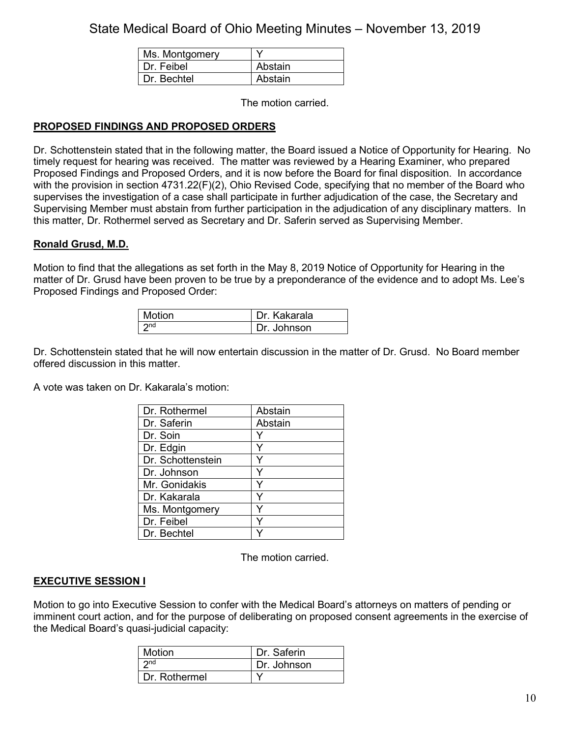| Ms. Montgomery | Y |
|---|---|
| Dr. Feibel | Abstain |
| Dr. Bechtel | Abstain |

The motion carried.

## PROPOSED FINDINGS AND PROPOSED ORDERS

Dr. Schottenstein stated that in the following matter, the Board issued a Notice of Opportunity for Hearing. No timely request for hearing was received. The matter was reviewed by a Hearing Examiner, who prepared Proposed Findings and Proposed Orders, and it is now before the Board for final disposition. In accordance with the provision in section 4731.22(F)(2), Ohio Revised Code, specifying that no member of the Board who supervises the investigation of a case shall participate in further adjudication of the case, the Secretary and Supervising Member must abstain from further participation in the adjudication of any disciplinary matters. In this matter, Dr. Rothermel served as Secretary and Dr. Saferin served as Supervising Member.

### Ronald Grusd, M.D.

Motion to find that the allegations as set forth in the May 8, 2019 Notice of Opportunity for Hearing in the matter of Dr. Grusd have been proven to be true by a preponderance of the evidence and to adopt Ms. Lee's Proposed Findings and Proposed Order:

| Motion | Dr. Kakarala |
|---|---|
| 2nd | Dr. Johnson |

Dr. Schottenstein stated that he will now entertain discussion in the matter of Dr. Grusd. No Board member offered discussion in this matter.

A vote was taken on Dr. Kakarala's motion:

| Dr. Rothermel | Abstain |
|---|---|
| Dr. Saferin | Abstain |
| Dr. Soin | Y |
| Dr. Edgin | Y |
| Dr. Schottenstein | Y |
| Dr. Johnson | Y |
| Mr. Gonidakis | Y |
| Dr. Kakarala | Y |
| Ms. Montgomery | Y |
| Dr. Feibel | Y |
| Dr. Bechtel | Y |

The motion carried.

## EXECUTIVE SESSION I

Motion to go into Executive Session to confer with the Medical Board's attorneys on matters of pending or imminent court action, and for the purpose of deliberating on proposed consent agreements in the exercise of the Medical Board's quasi-judicial capacity:

| Motion | Dr. Saferin |
|---|---|
| 2nd | Dr. Johnson |
| Dr. Rothermel | Y |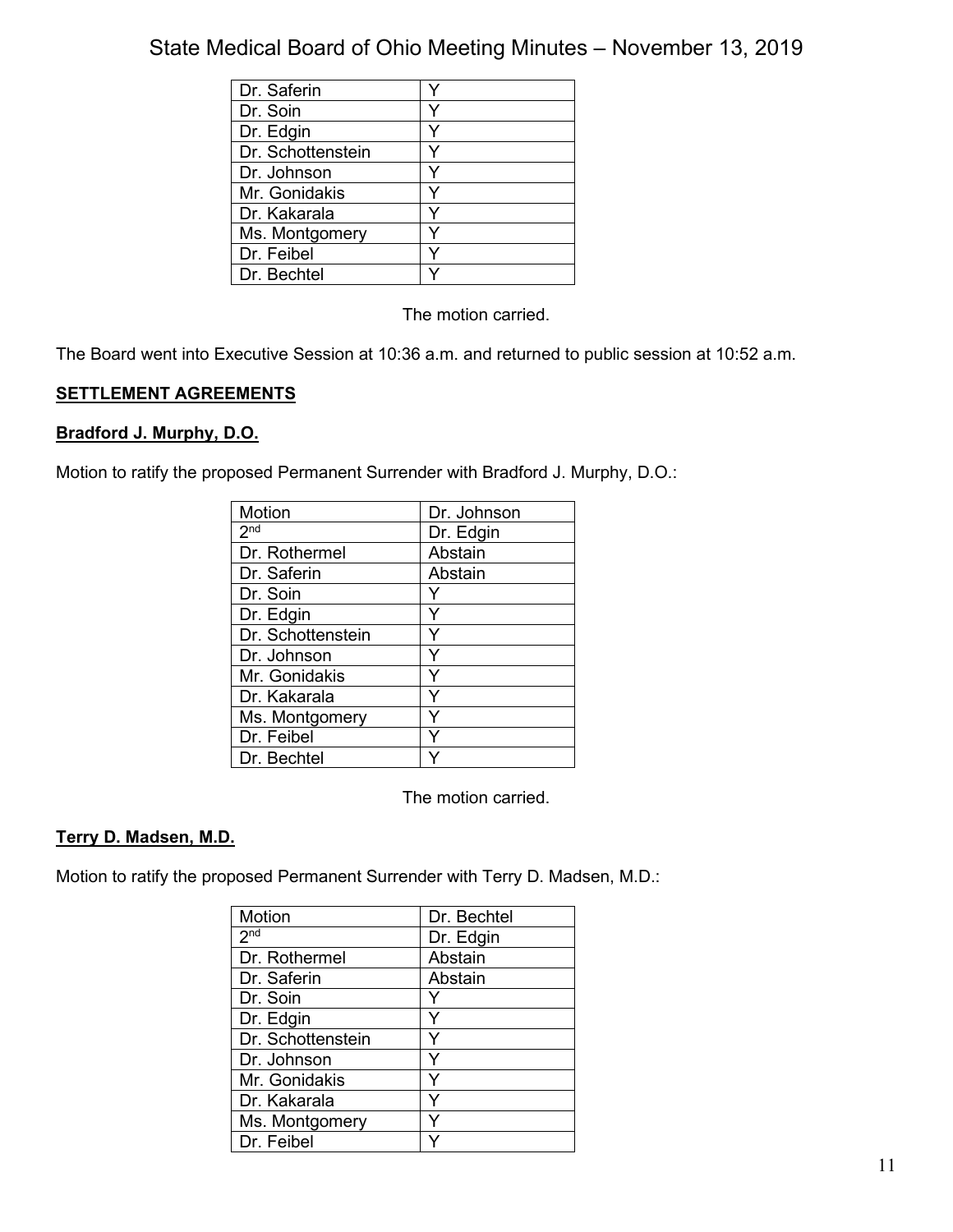| | |
|---|---|
| Dr. Saferin | Y |
| Dr. Soin | Y |
| Dr. Edgin | Y |
| Dr. Schottenstein | Y |
| Dr. Johnson | Y |
| Mr. Gonidakis | Y |
| Dr. Kakarala | Y |
| Ms. Montgomery | Y |
| Dr. Feibel | Y |
| Dr. Bechtel | Y |

The motion carried.

The Board went into Executive Session at 10:36 a.m. and returned to public session at 10:52 a.m.

**SETTLEMENT AGREEMENTS**

**Bradford J. Murphy, D.O.**

Motion to ratify the proposed Permanent Surrender with Bradford J. Murphy, D.O.:

| Motion | Dr. Johnson |
|---|---|
| 2nd | Dr. Edgin |
| Dr. Rothermel | Abstain |
| Dr. Saferin | Abstain |
| Dr. Soin | Y |
| Dr. Edgin | Y |
| Dr. Schottenstein | Y |
| Dr. Johnson | Y |
| Mr. Gonidakis | Y |
| Dr. Kakarala | Y |
| Ms. Montgomery | Y |
| Dr. Feibel | Y |
| Dr. Bechtel | Y |

The motion carried.

**Terry D. Madsen, M.D.**

Motion to ratify the proposed Permanent Surrender with Terry D. Madsen, M.D.:

| Motion | Dr. Bechtel |
|---|---|
| 2nd | Dr. Edgin |
| Dr. Rothermel | Abstain |
| Dr. Saferin | Abstain |
| Dr. Soin | Y |
| Dr. Edgin | Y |
| Dr. Schottenstein | Y |
| Dr. Johnson | Y |
| Mr. Gonidakis | Y |
| Dr. Kakarala | Y |
| Ms. Montgomery | Y |
| Dr. Feibel | Y |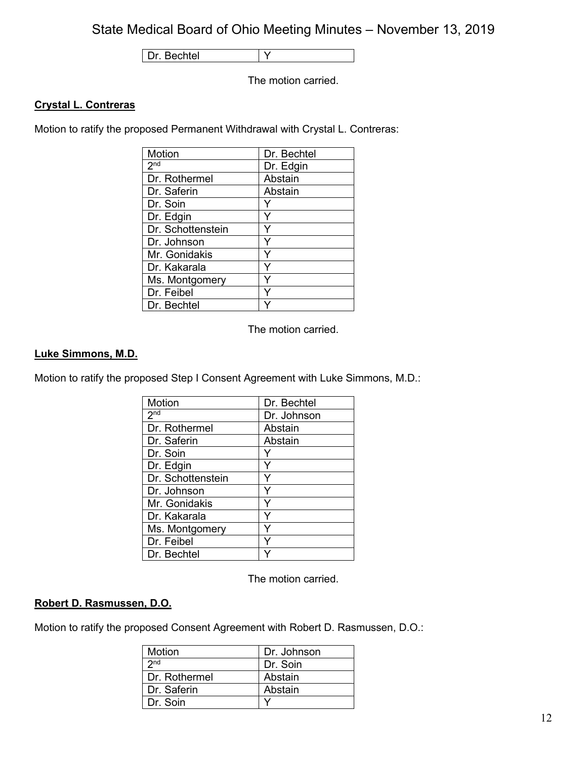| Dr. Bechtel | Y |
|---|---|

The motion carried.

**Crystal L. Contreras**

Motion to ratify the proposed Permanent Withdrawal with Crystal L. Contreras:

| Motion | Dr. Bechtel |
|---|---|
| 2nd | Dr. Edgin |
| Dr. Rothermel | Abstain |
| Dr. Saferin | Abstain |
| Dr. Soin | Y |
| Dr. Edgin | Y |
| Dr. Schottenstein | Y |
| Dr. Johnson | Y |
| Mr. Gonidakis | Y |
| Dr. Kakarala | Y |
| Ms. Montgomery | Y |
| Dr. Feibel | Y |
| Dr. Bechtel | Y |

The motion carried.

**Luke Simmons, M.D.**

Motion to ratify the proposed Step I Consent Agreement with Luke Simmons, M.D.:

| Motion | Dr. Bechtel |
|---|---|
| 2nd | Dr. Johnson |
| Dr. Rothermel | Abstain |
| Dr. Saferin | Abstain |
| Dr. Soin | Y |
| Dr. Edgin | Y |
| Dr. Schottenstein | Y |
| Dr. Johnson | Y |
| Mr. Gonidakis | Y |
| Dr. Kakarala | Y |
| Ms. Montgomery | Y |
| Dr. Feibel | Y |
| Dr. Bechtel | Y |

The motion carried.

**Robert D. Rasmussen, D.O.**

Motion to ratify the proposed Consent Agreement with Robert D. Rasmussen, D.O.:

| Motion | Dr. Johnson |
|---|---|
| 2nd | Dr. Soin |
| Dr. Rothermel | Abstain |
| Dr. Saferin | Abstain |
| Dr. Soin | Y |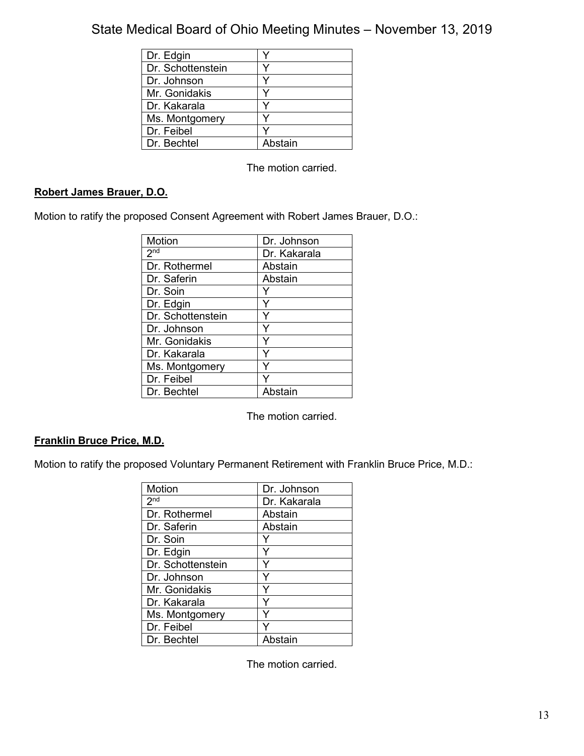| | |
|---|---|
| Dr. Edgin | Y |
| Dr. Schottenstein | Y |
| Dr. Johnson | Y |
| Mr. Gonidakis | Y |
| Dr. Kakarala | Y |
| Ms. Montgomery | Y |
| Dr. Feibel | Y |
| Dr. Bechtel | Abstain |

The motion carried.

**Robert James Brauer, D.O.**

Motion to ratify the proposed Consent Agreement with Robert James Brauer, D.O.:

| Motion | Dr. Johnson |
|---|---|
| 2nd | Dr. Kakarala |
| Dr. Rothermel | Abstain |
| Dr. Saferin | Abstain |
| Dr. Soin | Y |
| Dr. Edgin | Y |
| Dr. Schottenstein | Y |
| Dr. Johnson | Y |
| Mr. Gonidakis | Y |
| Dr. Kakarala | Y |
| Ms. Montgomery | Y |
| Dr. Feibel | Y |
| Dr. Bechtel | Abstain |

The motion carried.

**Franklin Bruce Price, M.D.**

Motion to ratify the proposed Voluntary Permanent Retirement with Franklin Bruce Price, M.D.:

| Motion | Dr. Johnson |
|---|---|
| 2nd | Dr. Kakarala |
| Dr. Rothermel | Abstain |
| Dr. Saferin | Abstain |
| Dr. Soin | Y |
| Dr. Edgin | Y |
| Dr. Schottenstein | Y |
| Dr. Johnson | Y |
| Mr. Gonidakis | Y |
| Dr. Kakarala | Y |
| Ms. Montgomery | Y |
| Dr. Feibel | Y |
| Dr. Bechtel | Abstain |

The motion carried.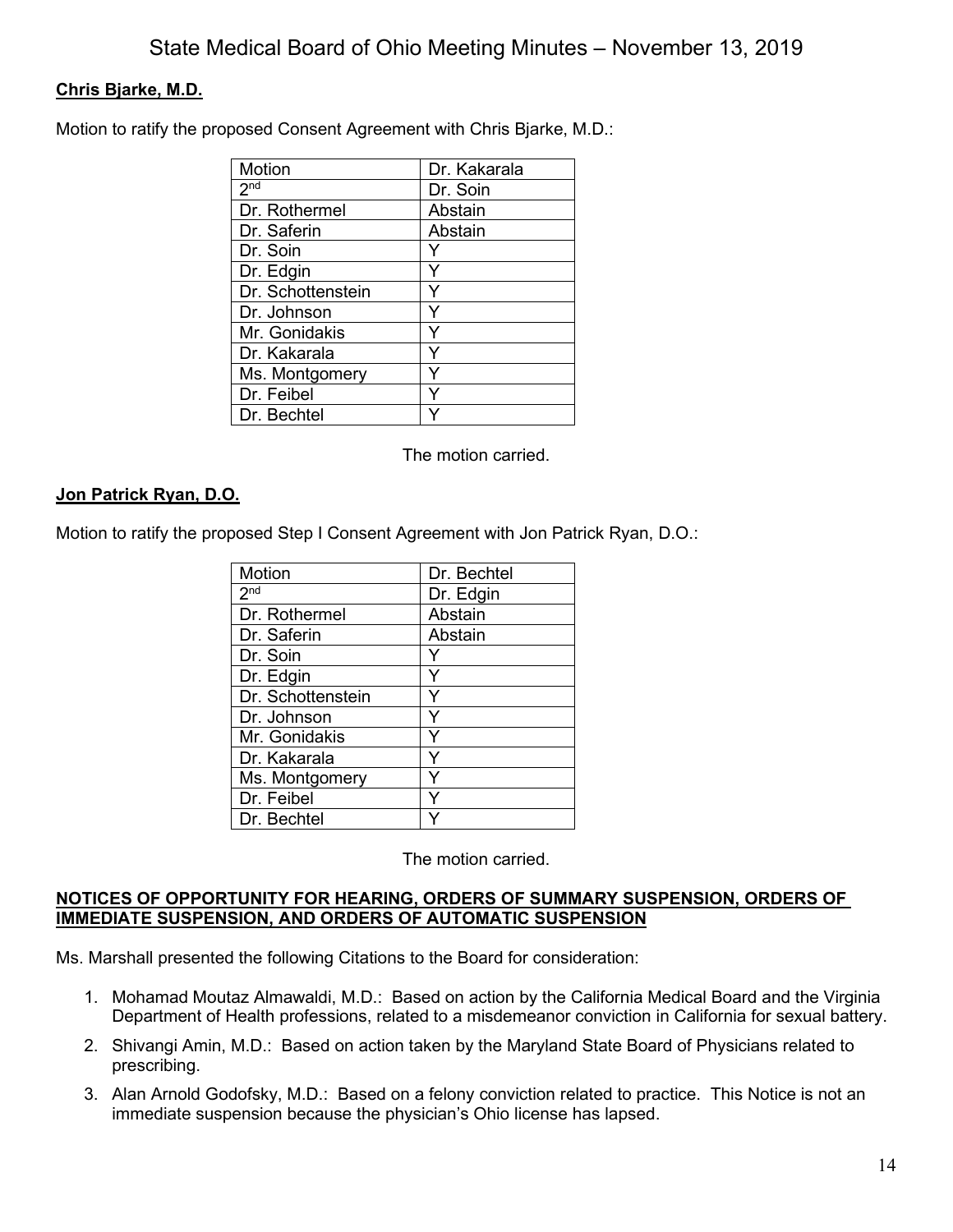**Chris Bjarke, M.D.**

Motion to ratify the proposed Consent Agreement with Chris Bjarke, M.D.:

| Motion | Dr. Kakarala |
|---|---|
| 2nd | Dr. Soin |
| Dr. Rothermel | Abstain |
| Dr. Saferin | Abstain |
| Dr. Soin | Y |
| Dr. Edgin | Y |
| Dr. Schottenstein | Y |
| Dr. Johnson | Y |
| Mr. Gonidakis | Y |
| Dr. Kakarala | Y |
| Ms. Montgomery | Y |
| Dr. Feibel | Y |
| Dr. Bechtel | Y |

The motion carried.

**Jon Patrick Ryan, D.O.**

Motion to ratify the proposed Step I Consent Agreement with Jon Patrick Ryan, D.O.:

| Motion | Dr. Bechtel |
|---|---|
| 2nd | Dr. Edgin |
| Dr. Rothermel | Abstain |
| Dr. Saferin | Abstain |
| Dr. Soin | Y |
| Dr. Edgin | Y |
| Dr. Schottenstein | Y |
| Dr. Johnson | Y |
| Mr. Gonidakis | Y |
| Dr. Kakarala | Y |
| Ms. Montgomery | Y |
| Dr. Feibel | Y |
| Dr. Bechtel | Y |

The motion carried.

**NOTICES OF OPPORTUNITY FOR HEARING, ORDERS OF SUMMARY SUSPENSION, ORDERS OF IMMEDIATE SUSPENSION, AND ORDERS OF AUTOMATIC SUSPENSION**

Ms. Marshall presented the following Citations to the Board for consideration:

1. Mohamad Moutaz Almawaldi, M.D.: Based on action by the California Medical Board and the Virginia Department of Health professions, related to a misdemeanor conviction in California for sexual battery.
2. Shivangi Amin, M.D.: Based on action taken by the Maryland State Board of Physicians related to prescribing.
3. Alan Arnold Godofsky, M.D.: Based on a felony conviction related to practice. This Notice is not an immediate suspension because the physician's Ohio license has lapsed.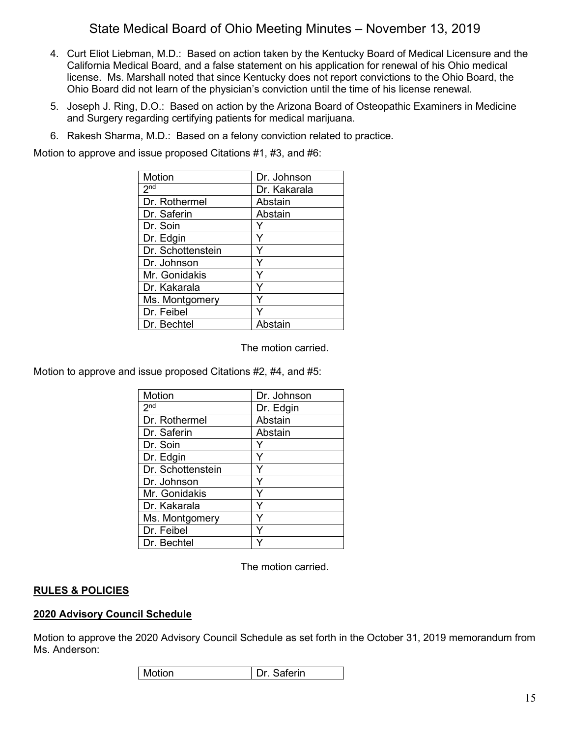4. Curt Eliot Liebman, M.D.: Based on action taken by the Kentucky Board of Medical Licensure and the California Medical Board, and a false statement on his application for renewal of his Ohio medical license. Ms. Marshall noted that since Kentucky does not report convictions to the Ohio Board, the Ohio Board did not learn of the physician's conviction until the time of his license renewal.
5. Joseph J. Ring, D.O.: Based on action by the Arizona Board of Osteopathic Examiners in Medicine and Surgery regarding certifying patients for medical marijuana.
6. Rakesh Sharma, M.D.: Based on a felony conviction related to practice.

Motion to approve and issue proposed Citations #1, #3, and #6:

| Motion | Dr. Johnson |
|---|---|
| 2nd | Dr. Kakarala |
| Dr. Rothermel | Abstain |
| Dr. Saferin | Abstain |
| Dr. Soin | Y |
| Dr. Edgin | Y |
| Dr. Schottenstein | Y |
| Dr. Johnson | Y |
| Mr. Gonidakis | Y |
| Dr. Kakarala | Y |
| Ms. Montgomery | Y |
| Dr. Feibel | Y |
| Dr. Bechtel | Abstain |

The motion carried.

Motion to approve and issue proposed Citations #2, #4, and #5:

| Motion | Dr. Johnson |
|---|---|
| 2nd | Dr. Edgin |
| Dr. Rothermel | Abstain |
| Dr. Saferin | Abstain |
| Dr. Soin | Y |
| Dr. Edgin | Y |
| Dr. Schottenstein | Y |
| Dr. Johnson | Y |
| Mr. Gonidakis | Y |
| Dr. Kakarala | Y |
| Ms. Montgomery | Y |
| Dr. Feibel | Y |
| Dr. Bechtel | Y |

The motion carried.

## **RULES & POLICIES**

### **2020 Advisory Council Schedule**

Motion to approve the 2020 Advisory Council Schedule as set forth in the October 31, 2019 memorandum from Ms. Anderson:

| Motion | Dr. Saferin |
|---|---|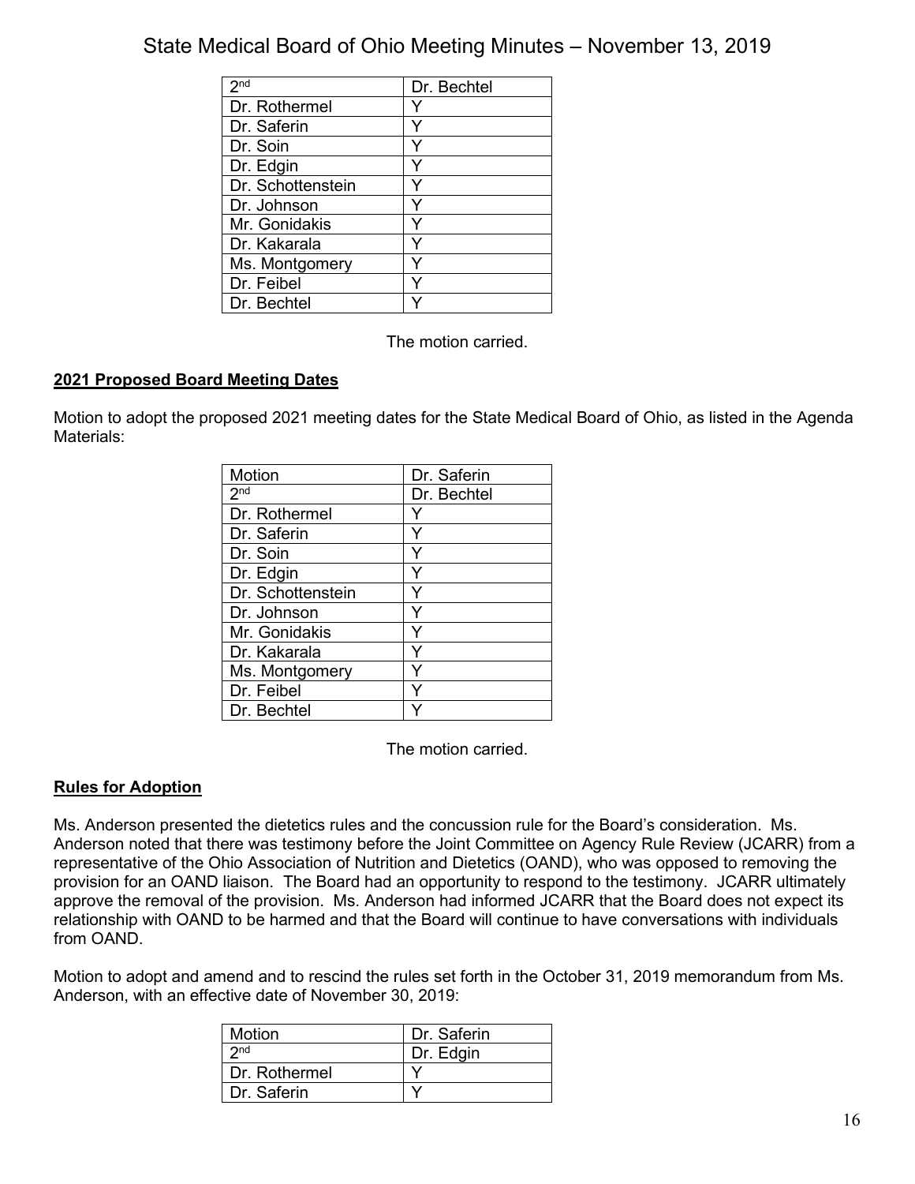| 2nd | Dr. Bechtel |
|---|---|
| Dr. Rothermel | Y |
| Dr. Saferin | Y |
| Dr. Soin | Y |
| Dr. Edgin | Y |
| Dr. Schottenstein | Y |
| Dr. Johnson | Y |
| Mr. Gonidakis | Y |
| Dr. Kakarala | Y |
| Ms. Montgomery | Y |
| Dr. Feibel | Y |
| Dr. Bechtel | Y |

The motion carried.

**2021 Proposed Board Meeting Dates**

Motion to adopt the proposed 2021 meeting dates for the State Medical Board of Ohio, as listed in the Agenda Materials:

| Motion | Dr. Saferin |
|---|---|
| 2nd | Dr. Bechtel |
| Dr. Rothermel | Y |
| Dr. Saferin | Y |
| Dr. Soin | Y |
| Dr. Edgin | Y |
| Dr. Schottenstein | Y |
| Dr. Johnson | Y |
| Mr. Gonidakis | Y |
| Dr. Kakarala | Y |
| Ms. Montgomery | Y |
| Dr. Feibel | Y |
| Dr. Bechtel | Y |

The motion carried.

**Rules for Adoption**

Ms. Anderson presented the dietetics rules and the concussion rule for the Board's consideration. Ms. Anderson noted that there was testimony before the Joint Committee on Agency Rule Review (JCARR) from a representative of the Ohio Association of Nutrition and Dietetics (OAND), who was opposed to removing the provision for an OAND liaison. The Board had an opportunity to respond to the testimony. JCARR ultimately approve the removal of the provision. Ms. Anderson had informed JCARR that the Board does not expect its relationship with OAND to be harmed and that the Board will continue to have conversations with individuals from OAND.

Motion to adopt and amend and to rescind the rules set forth in the October 31, 2019 memorandum from Ms. Anderson, with an effective date of November 30, 2019:

| Motion | Dr. Saferin |
|---|---|
| 2nd | Dr. Edgin |
| Dr. Rothermel | Y |
| Dr. Saferin | Y |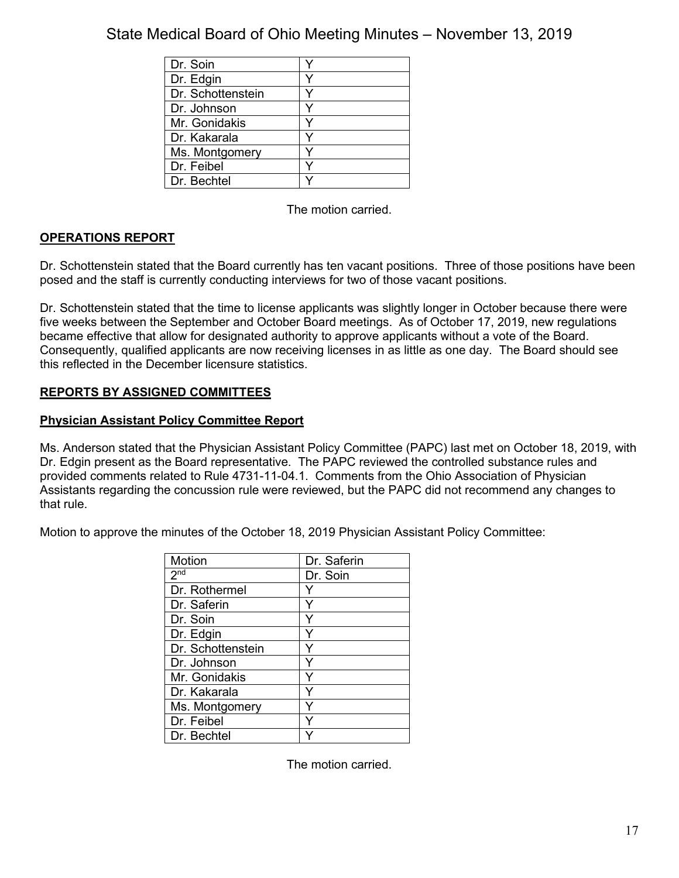| Dr. Soin | Y |
|---|---|
| Dr. Edgin | Y |
| Dr. Schottenstein | Y |
| Dr. Johnson | Y |
| Mr. Gonidakis | Y |
| Dr. Kakarala | Y |
| Ms. Montgomery | Y |
| Dr. Feibel | Y |
| Dr. Bechtel | Y |

The motion carried.

## OPERATIONS REPORT

Dr. Schottenstein stated that the Board currently has ten vacant positions. Three of those positions have been posed and the staff is currently conducting interviews for two of those vacant positions.

Dr. Schottenstein stated that the time to license applicants was slightly longer in October because there were five weeks between the September and October Board meetings. As of October 17, 2019, new regulations became effective that allow for designated authority to approve applicants without a vote of the Board. Consequently, qualified applicants are now receiving licenses in as little as one day. The Board should see this reflected in the December licensure statistics.

## REPORTS BY ASSIGNED COMMITTEES

### Physician Assistant Policy Committee Report

Ms. Anderson stated that the Physician Assistant Policy Committee (PAPC) last met on October 18, 2019, with Dr. Edgin present as the Board representative. The PAPC reviewed the controlled substance rules and provided comments related to Rule 4731-11-04.1. Comments from the Ohio Association of Physician Assistants regarding the concussion rule were reviewed, but the PAPC did not recommend any changes to that rule.

Motion to approve the minutes of the October 18, 2019 Physician Assistant Policy Committee:

| Motion | Dr. Saferin |
|---|---|
| 2nd | Dr. Soin |
| Dr. Rothermel | Y |
| Dr. Saferin | Y |
| Dr. Soin | Y |
| Dr. Edgin | Y |
| Dr. Schottenstein | Y |
| Dr. Johnson | Y |
| Mr. Gonidakis | Y |
| Dr. Kakarala | Y |
| Ms. Montgomery | Y |
| Dr. Feibel | Y |
| Dr. Bechtel | Y |

The motion carried.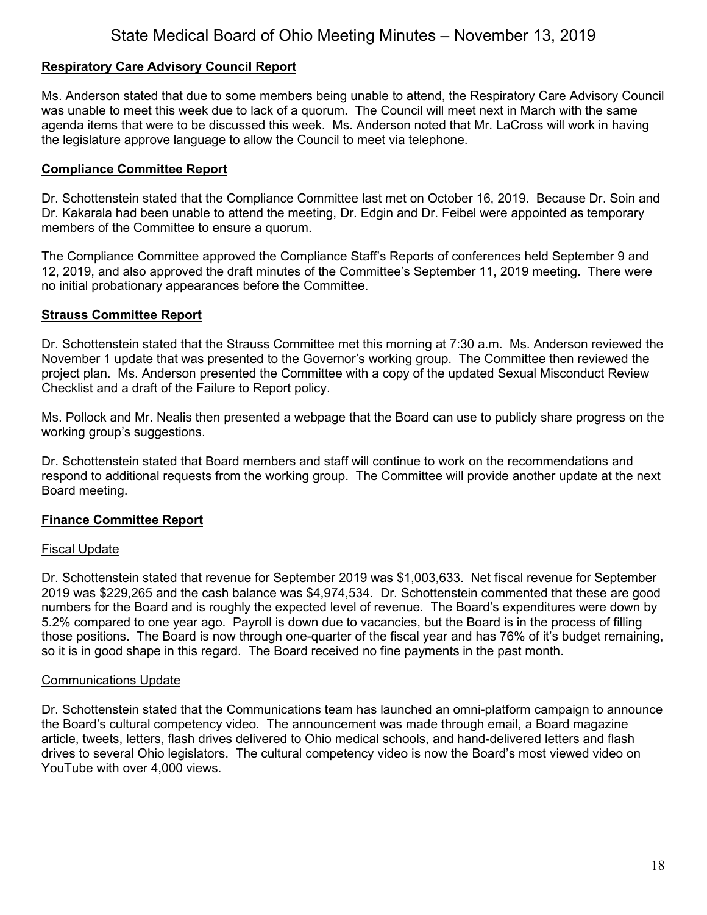## Respiratory Care Advisory Council Report

Ms. Anderson stated that due to some members being unable to attend, the Respiratory Care Advisory Council was unable to meet this week due to lack of a quorum. The Council will meet next in March with the same agenda items that were to be discussed this week. Ms. Anderson noted that Mr. LaCross will work in having the legislature approve language to allow the Council to meet via telephone.

## Compliance Committee Report

Dr. Schottenstein stated that the Compliance Committee last met on October 16, 2019. Because Dr. Soin and Dr. Kakarala had been unable to attend the meeting, Dr. Edgin and Dr. Feibel were appointed as temporary members of the Committee to ensure a quorum.

The Compliance Committee approved the Compliance Staff's Reports of conferences held September 9 and 12, 2019, and also approved the draft minutes of the Committee's September 11, 2019 meeting. There were no initial probationary appearances before the Committee.

## Strauss Committee Report

Dr. Schottenstein stated that the Strauss Committee met this morning at 7:30 a.m. Ms. Anderson reviewed the November 1 update that was presented to the Governor's working group. The Committee then reviewed the project plan. Ms. Anderson presented the Committee with a copy of the updated Sexual Misconduct Review Checklist and a draft of the Failure to Report policy.

Ms. Pollock and Mr. Nealis then presented a webpage that the Board can use to publicly share progress on the working group's suggestions.

Dr. Schottenstein stated that Board members and staff will continue to work on the recommendations and respond to additional requests from the working group. The Committee will provide another update at the next Board meeting.

## Finance Committee Report

### Fiscal Update

Dr. Schottenstein stated that revenue for September 2019 was $1,003,633. Net fiscal revenue for September 2019 was $229,265 and the cash balance was $4,974,534. Dr. Schottenstein commented that these are good numbers for the Board and is roughly the expected level of revenue. The Board's expenditures were down by 5.2% compared to one year ago. Payroll is down due to vacancies, but the Board is in the process of filling those positions. The Board is now through one-quarter of the fiscal year and has 76% of it's budget remaining, so it is in good shape in this regard. The Board received no fine payments in the past month.

### Communications Update

Dr. Schottenstein stated that the Communications team has launched an omni-platform campaign to announce the Board's cultural competency video. The announcement was made through email, a Board magazine article, tweets, letters, flash drives delivered to Ohio medical schools, and hand-delivered letters and flash drives to several Ohio legislators. The cultural competency video is now the Board's most viewed video on YouTube with over 4,000 views.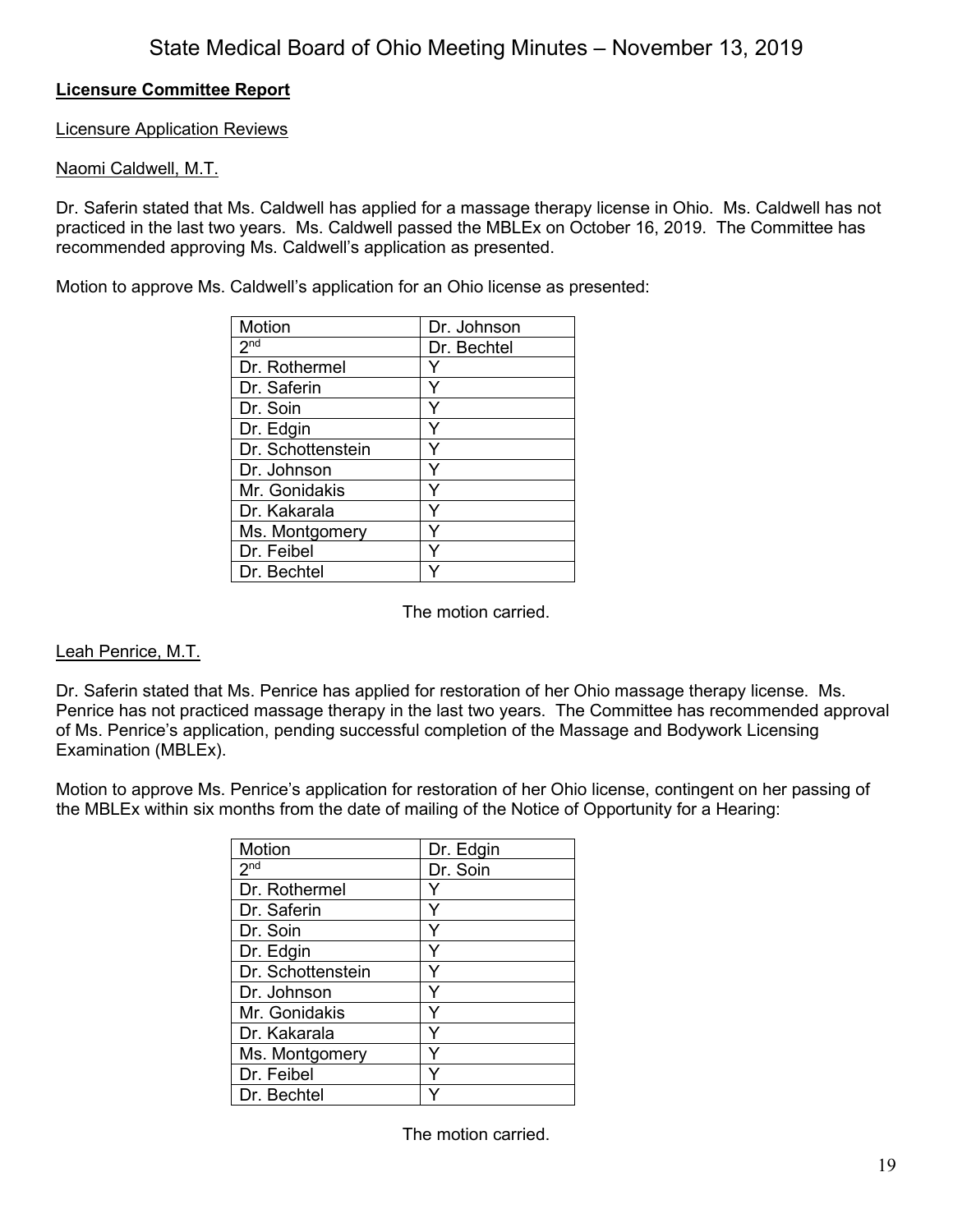**Licensure Committee Report**

Licensure Application Reviews

Naomi Caldwell, M.T.

Dr. Saferin stated that Ms. Caldwell has applied for a massage therapy license in Ohio. Ms. Caldwell has not practiced in the last two years. Ms. Caldwell passed the MBLEx on October 16, 2019. The Committee has recommended approving Ms. Caldwell's application as presented.

Motion to approve Ms. Caldwell's application for an Ohio license as presented:

| Motion | Dr. Johnson |
|---|---|
| 2nd | Dr. Bechtel |
| Dr. Rothermel | Y |
| Dr. Saferin | Y |
| Dr. Soin | Y |
| Dr. Edgin | Y |
| Dr. Schottenstein | Y |
| Dr. Johnson | Y |
| Mr. Gonidakis | Y |
| Dr. Kakarala | Y |
| Ms. Montgomery | Y |
| Dr. Feibel | Y |
| Dr. Bechtel | Y |

The motion carried.

Leah Penrice, M.T.

Dr. Saferin stated that Ms. Penrice has applied for restoration of her Ohio massage therapy license. Ms. Penrice has not practiced massage therapy in the last two years. The Committee has recommended approval of Ms. Penrice's application, pending successful completion of the Massage and Bodywork Licensing Examination (MBLEx).

Motion to approve Ms. Penrice's application for restoration of her Ohio license, contingent on her passing of the MBLEx within six months from the date of mailing of the Notice of Opportunity for a Hearing:

| Motion | Dr. Edgin |
|---|---|
| 2nd | Dr. Soin |
| Dr. Rothermel | Y |
| Dr. Saferin | Y |
| Dr. Soin | Y |
| Dr. Edgin | Y |
| Dr. Schottenstein | Y |
| Dr. Johnson | Y |
| Mr. Gonidakis | Y |
| Dr. Kakarala | Y |
| Ms. Montgomery | Y |
| Dr. Feibel | Y |
| Dr. Bechtel | Y |

The motion carried.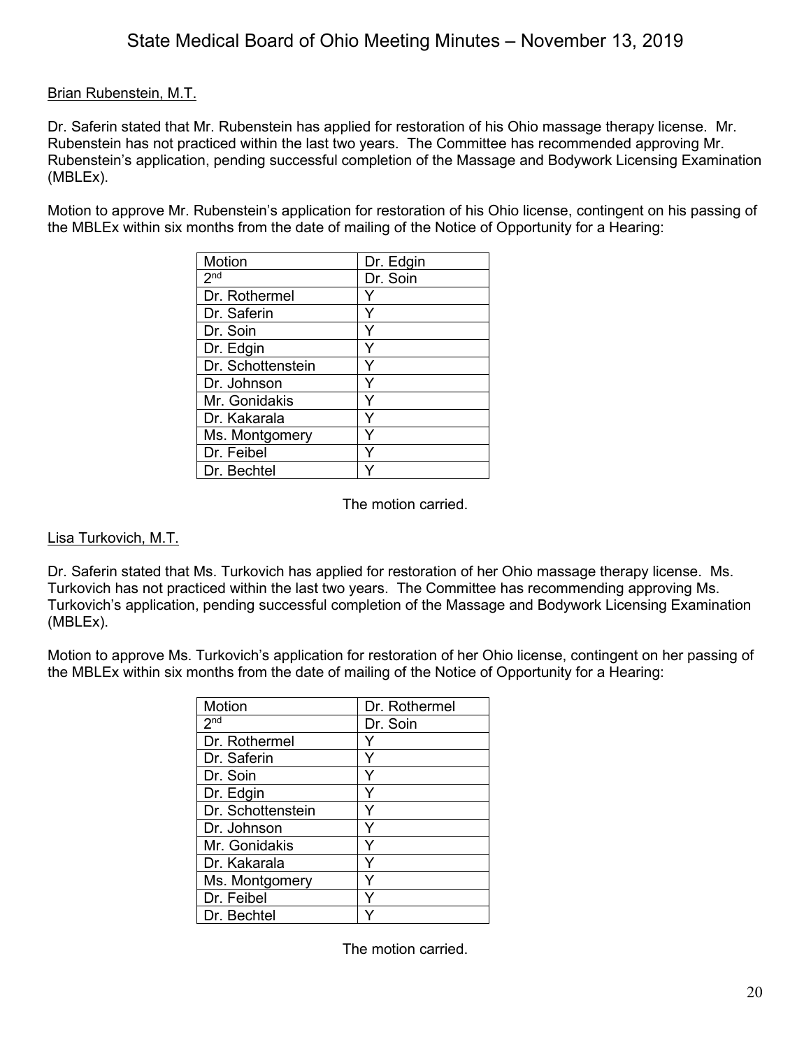Brian Rubenstein, M.T.

Dr. Saferin stated that Mr. Rubenstein has applied for restoration of his Ohio massage therapy license. Mr. Rubenstein has not practiced within the last two years. The Committee has recommended approving Mr. Rubenstein's application, pending successful completion of the Massage and Bodywork Licensing Examination (MBLEx).

Motion to approve Mr. Rubenstein's application for restoration of his Ohio license, contingent on his passing of the MBLEx within six months from the date of mailing of the Notice of Opportunity for a Hearing:

| Motion | Dr. Edgin |
|---|---|
| 2nd | Dr. Soin |
| Dr. Rothermel | Y |
| Dr. Saferin | Y |
| Dr. Soin | Y |
| Dr. Edgin | Y |
| Dr. Schottenstein | Y |
| Dr. Johnson | Y |
| Mr. Gonidakis | Y |
| Dr. Kakarala | Y |
| Ms. Montgomery | Y |
| Dr. Feibel | Y |
| Dr. Bechtel | Y |

The motion carried.

Lisa Turkovich, M.T.

Dr. Saferin stated that Ms. Turkovich has applied for restoration of her Ohio massage therapy license. Ms. Turkovich has not practiced within the last two years. The Committee has recommending approving Ms. Turkovich's application, pending successful completion of the Massage and Bodywork Licensing Examination (MBLEx).

Motion to approve Ms. Turkovich's application for restoration of her Ohio license, contingent on her passing of the MBLEx within six months from the date of mailing of the Notice of Opportunity for a Hearing:

| Motion | Dr. Rothermel |
|---|---|
| 2nd | Dr. Soin |
| Dr. Rothermel | Y |
| Dr. Saferin | Y |
| Dr. Soin | Y |
| Dr. Edgin | Y |
| Dr. Schottenstein | Y |
| Dr. Johnson | Y |
| Mr. Gonidakis | Y |
| Dr. Kakarala | Y |
| Ms. Montgomery | Y |
| Dr. Feibel | Y |
| Dr. Bechtel | Y |

The motion carried.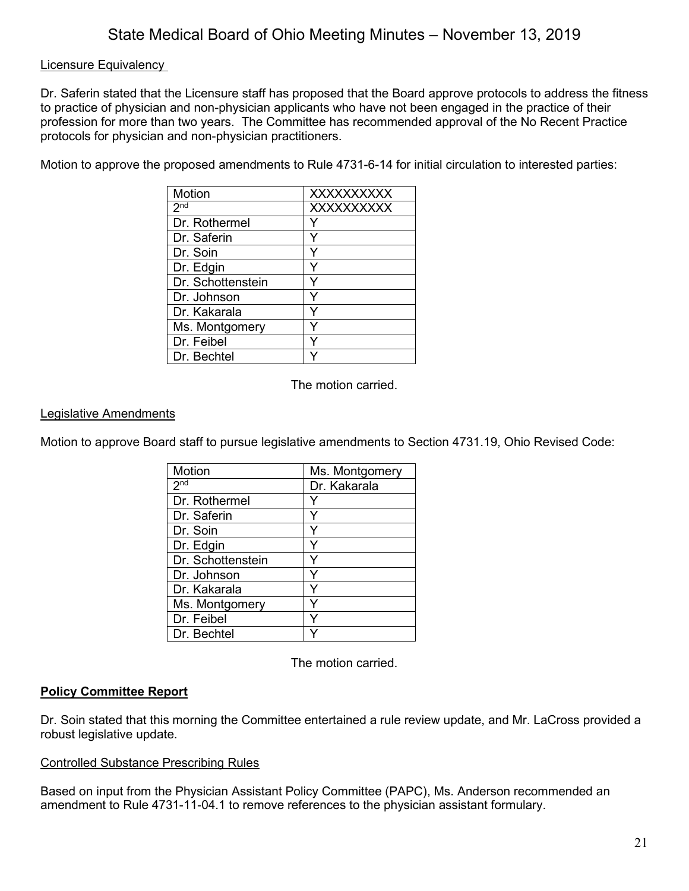Licensure Equivalency

Dr. Saferin stated that the Licensure staff has proposed that the Board approve protocols to address the fitness to practice of physician and non-physician applicants who have not been engaged in the practice of their profession for more than two years. The Committee has recommended approval of the No Recent Practice protocols for physician and non-physician practitioners.

Motion to approve the proposed amendments to Rule 4731-6-14 for initial circulation to interested parties:

| Motion | XXXXXXXXXX |
|---|---|
| 2nd | XXXXXXXXXX |
| Dr. Rothermel | Y |
| Dr. Saferin | Y |
| Dr. Soin | Y |
| Dr. Edgin | Y |
| Dr. Schottenstein | Y |
| Dr. Johnson | Y |
| Dr. Kakarala | Y |
| Ms. Montgomery | Y |
| Dr. Feibel | Y |
| Dr. Bechtel | Y |

The motion carried.

Legislative Amendments

Motion to approve Board staff to pursue legislative amendments to Section 4731.19, Ohio Revised Code:

| Motion | Ms. Montgomery |
|---|---|
| 2nd | Dr. Kakarala |
| Dr. Rothermel | Y |
| Dr. Saferin | Y |
| Dr. Soin | Y |
| Dr. Edgin | Y |
| Dr. Schottenstein | Y |
| Dr. Johnson | Y |
| Dr. Kakarala | Y |
| Ms. Montgomery | Y |
| Dr. Feibel | Y |
| Dr. Bechtel | Y |

The motion carried.

**Policy Committee Report**

Dr. Soin stated that this morning the Committee entertained a rule review update, and Mr. LaCross provided a robust legislative update.

Controlled Substance Prescribing Rules

Based on input from the Physician Assistant Policy Committee (PAPC), Ms. Anderson recommended an amendment to Rule 4731-11-04.1 to remove references to the physician assistant formulary.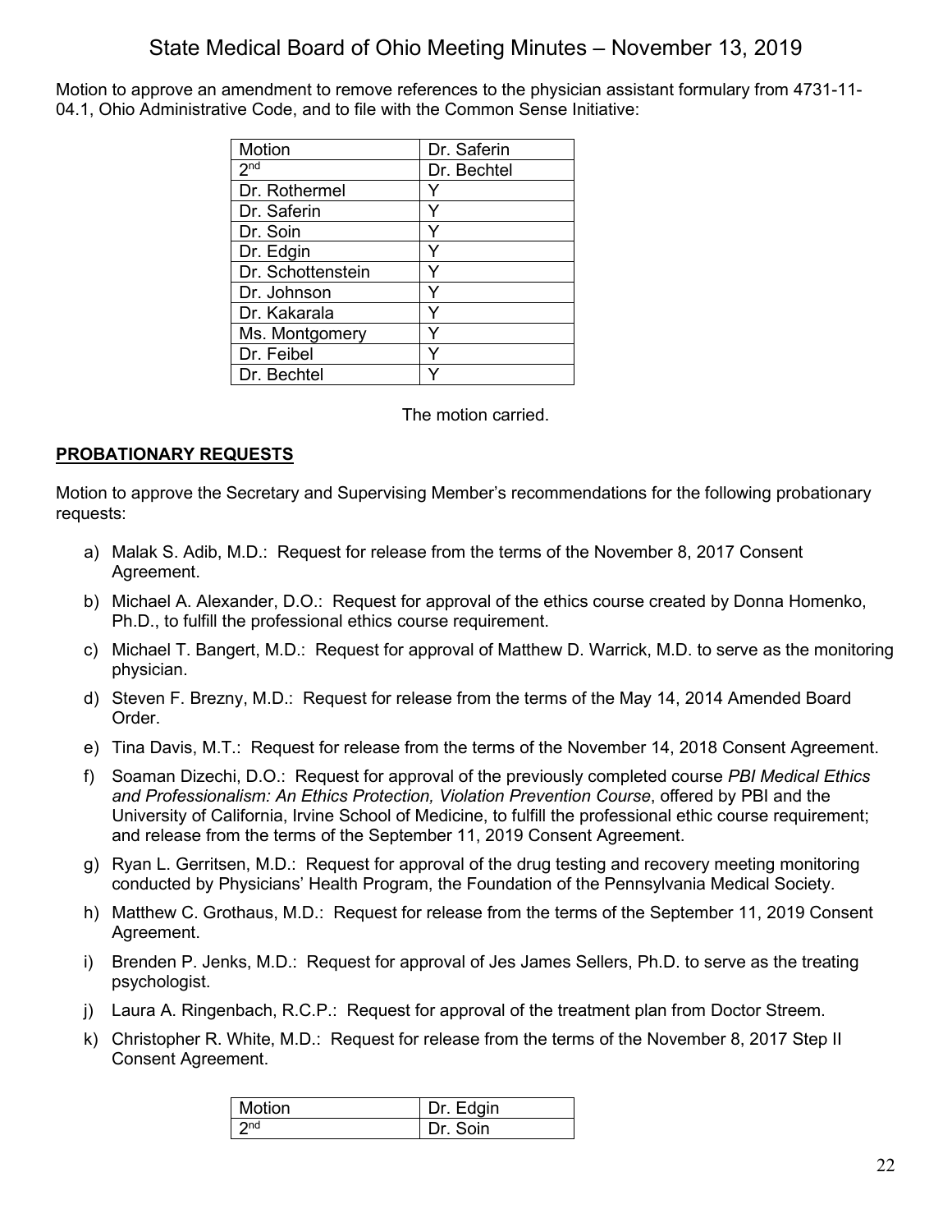Motion to approve an amendment to remove references to the physician assistant formulary from 4731-11-04.1, Ohio Administrative Code, and to file with the Common Sense Initiative:

| Motion | Dr. Saferin |
|---|---|
| 2nd | Dr. Bechtel |
| Dr. Rothermel | Y |
| Dr. Saferin | Y |
| Dr. Soin | Y |
| Dr. Edgin | Y |
| Dr. Schottenstein | Y |
| Dr. Johnson | Y |
| Dr. Kakarala | Y |
| Ms. Montgomery | Y |
| Dr. Feibel | Y |
| Dr. Bechtel | Y |

The motion carried.

## PROBATIONARY REQUESTS

Motion to approve the Secretary and Supervising Member's recommendations for the following probationary requests:

a) Malak S. Adib, M.D.: Request for release from the terms of the November 8, 2017 Consent Agreement.

b) Michael A. Alexander, D.O.: Request for approval of the ethics course created by Donna Homenko, Ph.D., to fulfill the professional ethics course requirement.

c) Michael T. Bangert, M.D.: Request for approval of Matthew D. Warrick, M.D. to serve as the monitoring physician.

d) Steven F. Brezny, M.D.: Request for release from the terms of the May 14, 2014 Amended Board Order.

e) Tina Davis, M.T.: Request for release from the terms of the November 14, 2018 Consent Agreement.

f) Soaman Dizechi, D.O.: Request for approval of the previously completed course *PBI Medical Ethics and Professionalism: An Ethics Protection, Violation Prevention Course*, offered by PBI and the University of California, Irvine School of Medicine, to fulfill the professional ethic course requirement; and release from the terms of the September 11, 2019 Consent Agreement.

g) Ryan L. Gerritsen, M.D.: Request for approval of the drug testing and recovery meeting monitoring conducted by Physicians' Health Program, the Foundation of the Pennsylvania Medical Society.

h) Matthew C. Grothaus, M.D.: Request for release from the terms of the September 11, 2019 Consent Agreement.

i) Brenden P. Jenks, M.D.: Request for approval of Jes James Sellers, Ph.D. to serve as the treating psychologist.

j) Laura A. Ringenbach, R.C.P.: Request for approval of the treatment plan from Doctor Streem.

k) Christopher R. White, M.D.: Request for release from the terms of the November 8, 2017 Step II Consent Agreement.

| Motion | Dr. Edgin |
|---|---|
| 2nd | Dr. Soin |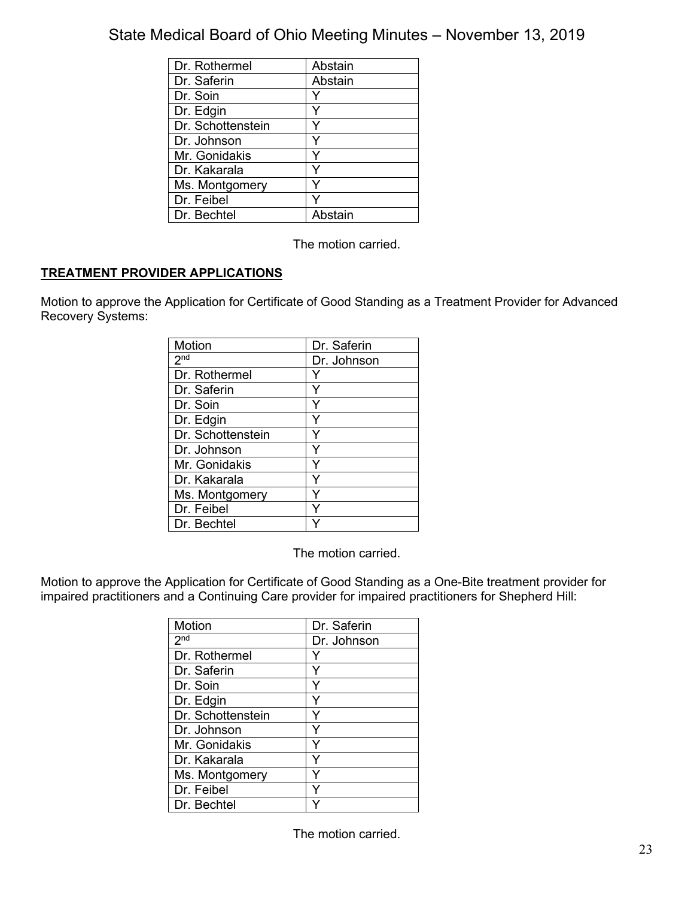| Dr. Rothermel | Abstain |
|---|---|
| Dr. Saferin | Abstain |
| Dr. Soin | Y |
| Dr. Edgin | Y |
| Dr. Schottenstein | Y |
| Dr. Johnson | Y |
| Mr. Gonidakis | Y |
| Dr. Kakarala | Y |
| Ms. Montgomery | Y |
| Dr. Feibel | Y |
| Dr. Bechtel | Abstain |

The motion carried.

**TREATMENT PROVIDER APPLICATIONS**

Motion to approve the Application for Certificate of Good Standing as a Treatment Provider for Advanced Recovery Systems:

| Motion | Dr. Saferin |
|---|---|
| 2nd | Dr. Johnson |
| Dr. Rothermel | Y |
| Dr. Saferin | Y |
| Dr. Soin | Y |
| Dr. Edgin | Y |
| Dr. Schottenstein | Y |
| Dr. Johnson | Y |
| Mr. Gonidakis | Y |
| Dr. Kakarala | Y |
| Ms. Montgomery | Y |
| Dr. Feibel | Y |
| Dr. Bechtel | Y |

The motion carried.

Motion to approve the Application for Certificate of Good Standing as a One-Bite treatment provider for impaired practitioners and a Continuing Care provider for impaired practitioners for Shepherd Hill:

| Motion | Dr. Saferin |
|---|---|
| 2nd | Dr. Johnson |
| Dr. Rothermel | Y |
| Dr. Saferin | Y |
| Dr. Soin | Y |
| Dr. Edgin | Y |
| Dr. Schottenstein | Y |
| Dr. Johnson | Y |
| Mr. Gonidakis | Y |
| Dr. Kakarala | Y |
| Ms. Montgomery | Y |
| Dr. Feibel | Y |
| Dr. Bechtel | Y |

The motion carried.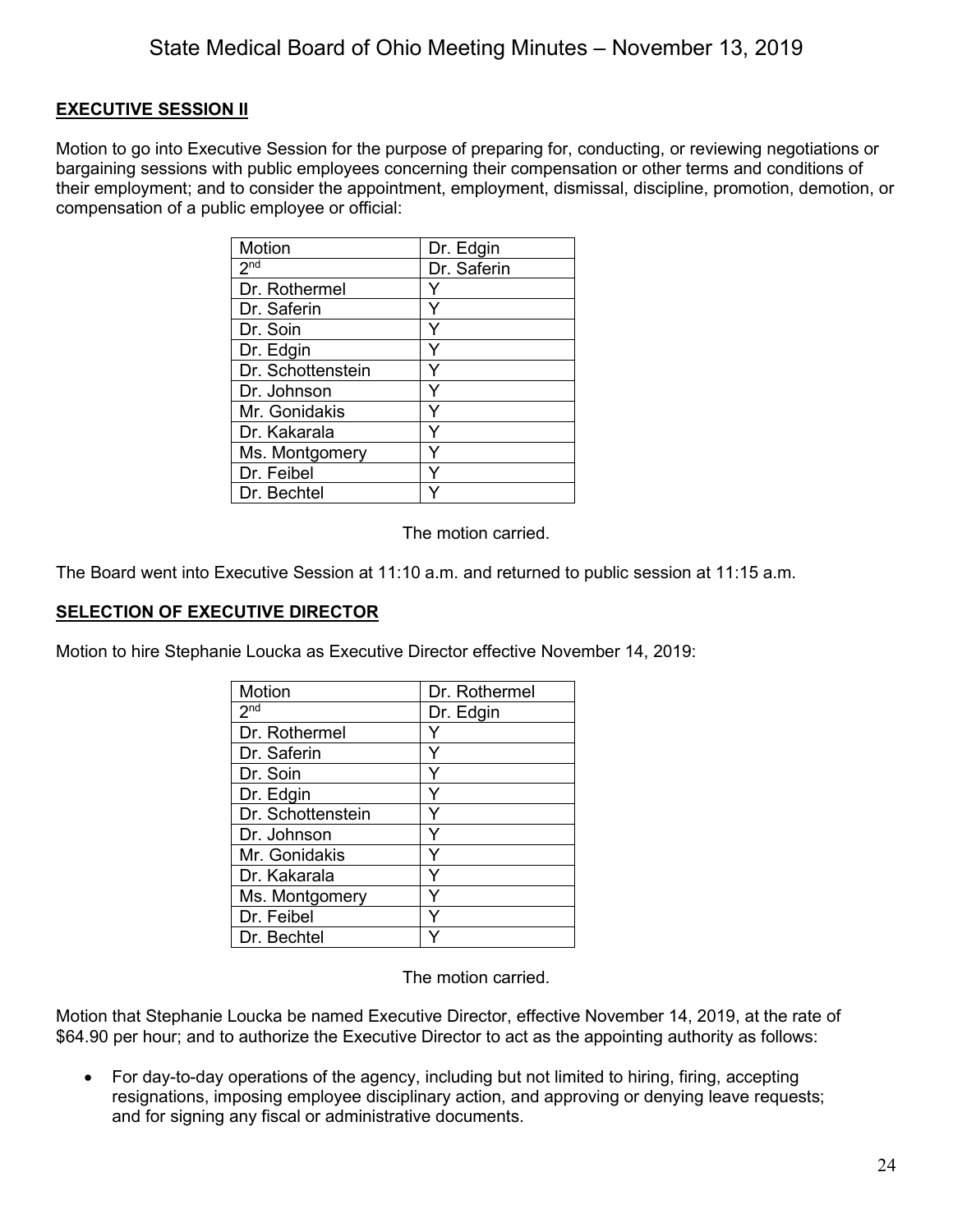**EXECUTIVE SESSION II**

Motion to go into Executive Session for the purpose of preparing for, conducting, or reviewing negotiations or bargaining sessions with public employees concerning their compensation or other terms and conditions of their employment; and to consider the appointment, employment, dismissal, discipline, promotion, demotion, or compensation of a public employee or official:

| Motion | Dr. Edgin |
|---|---|
| 2nd | Dr. Saferin |
| Dr. Rothermel | Y |
| Dr. Saferin | Y |
| Dr. Soin | Y |
| Dr. Edgin | Y |
| Dr. Schottenstein | Y |
| Dr. Johnson | Y |
| Mr. Gonidakis | Y |
| Dr. Kakarala | Y |
| Ms. Montgomery | Y |
| Dr. Feibel | Y |
| Dr. Bechtel | Y |

The motion carried.

The Board went into Executive Session at 11:10 a.m. and returned to public session at 11:15 a.m.

**SELECTION OF EXECUTIVE DIRECTOR**

Motion to hire Stephanie Loucka as Executive Director effective November 14, 2019:

| Motion | Dr. Rothermel |
|---|---|
| 2nd | Dr. Edgin |
| Dr. Rothermel | Y |
| Dr. Saferin | Y |
| Dr. Soin | Y |
| Dr. Edgin | Y |
| Dr. Schottenstein | Y |
| Dr. Johnson | Y |
| Mr. Gonidakis | Y |
| Dr. Kakarala | Y |
| Ms. Montgomery | Y |
| Dr. Feibel | Y |
| Dr. Bechtel | Y |

The motion carried.

Motion that Stephanie Loucka be named Executive Director, effective November 14, 2019, at the rate of $64.90 per hour; and to authorize the Executive Director to act as the appointing authority as follows:

- For day-to-day operations of the agency, including but not limited to hiring, firing, accepting resignations, imposing employee disciplinary action, and approving or denying leave requests; and for signing any fiscal or administrative documents.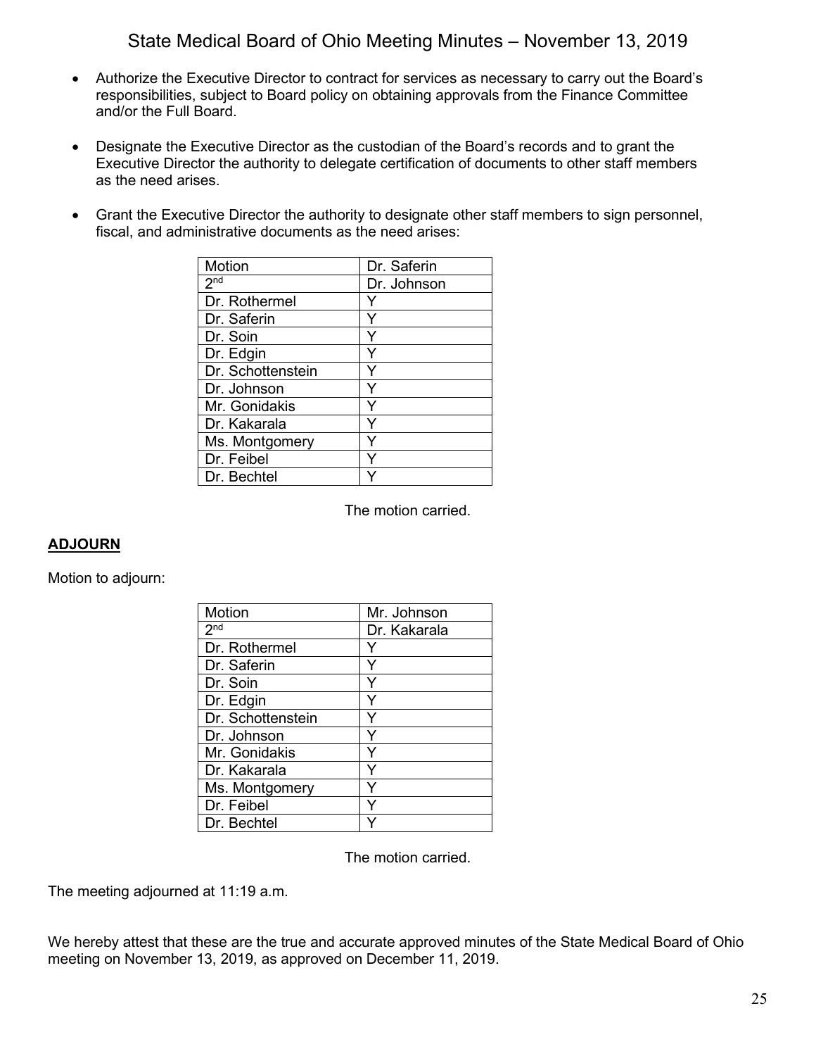- Authorize the Executive Director to contract for services as necessary to carry out the Board's responsibilities, subject to Board policy on obtaining approvals from the Finance Committee and/or the Full Board.

- Designate the Executive Director as the custodian of the Board's records and to grant the Executive Director the authority to delegate certification of documents to other staff members as the need arises.

- Grant the Executive Director the authority to designate other staff members to sign personnel, fiscal, and administrative documents as the need arises:

| Motion | Dr. Saferin |
| --- | --- |
| 2nd | Dr. Johnson |
| Dr. Rothermel | Y |
| Dr. Saferin | Y |
| Dr. Soin | Y |
| Dr. Edgin | Y |
| Dr. Schottenstein | Y |
| Dr. Johnson | Y |
| Mr. Gonidakis | Y |
| Dr. Kakarala | Y |
| Ms. Montgomery | Y |
| Dr. Feibel | Y |
| Dr. Bechtel | Y |

The motion carried.

## ADJOURN

Motion to adjourn:

| Motion | Mr. Johnson |
| --- | --- |
| 2nd | Dr. Kakarala |
| Dr. Rothermel | Y |
| Dr. Saferin | Y |
| Dr. Soin | Y |
| Dr. Edgin | Y |
| Dr. Schottenstein | Y |
| Dr. Johnson | Y |
| Mr. Gonidakis | Y |
| Dr. Kakarala | Y |
| Ms. Montgomery | Y |
| Dr. Feibel | Y |
| Dr. Bechtel | Y |

The motion carried.

The meeting adjourned at 11:19 a.m.

We hereby attest that these are the true and accurate approved minutes of the State Medical Board of Ohio meeting on November 13, 2019, as approved on December 11, 2019.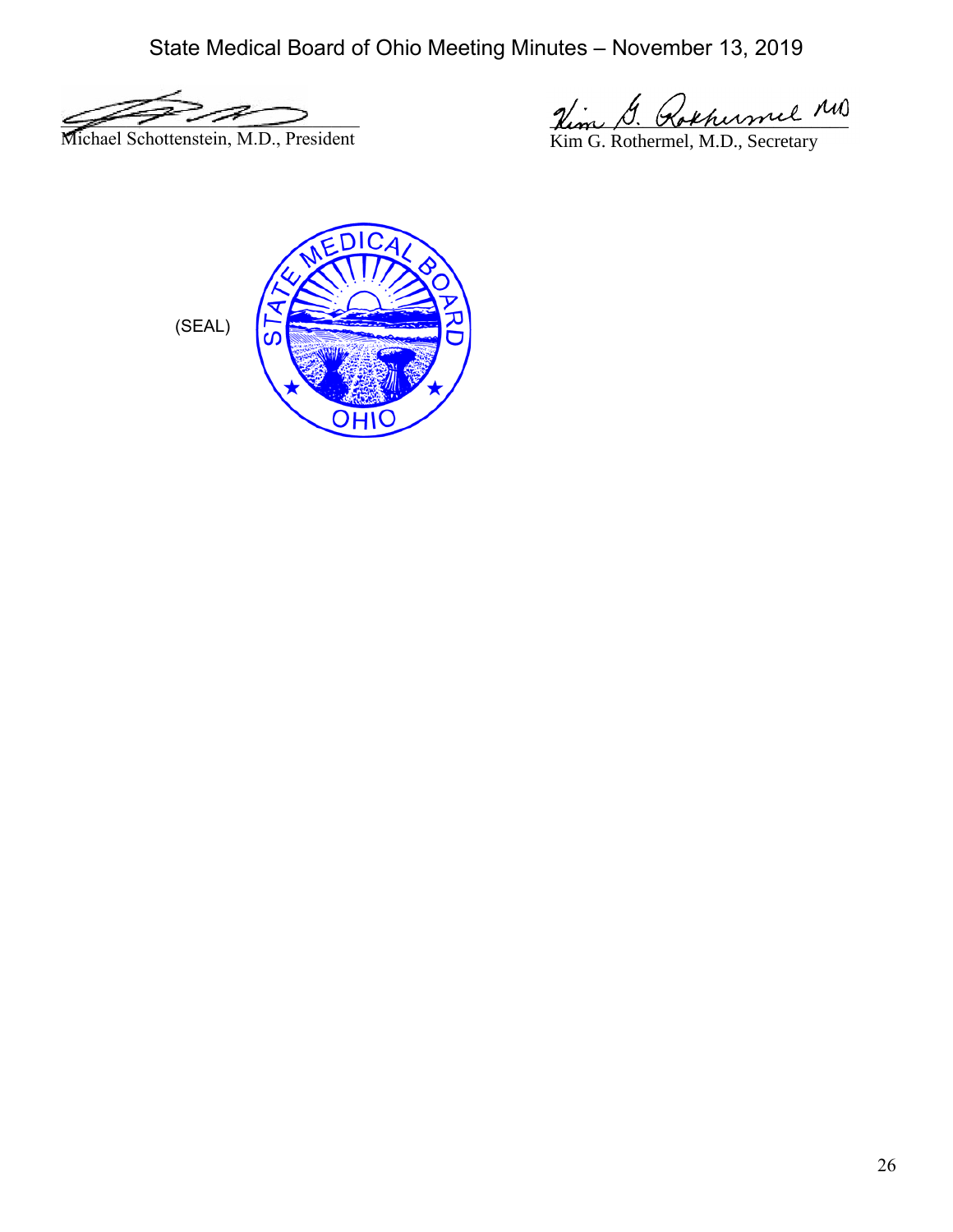Michael Schottenstein, M.D., President

Kim G. Rothermel, M.D., Secretary

(SEAL)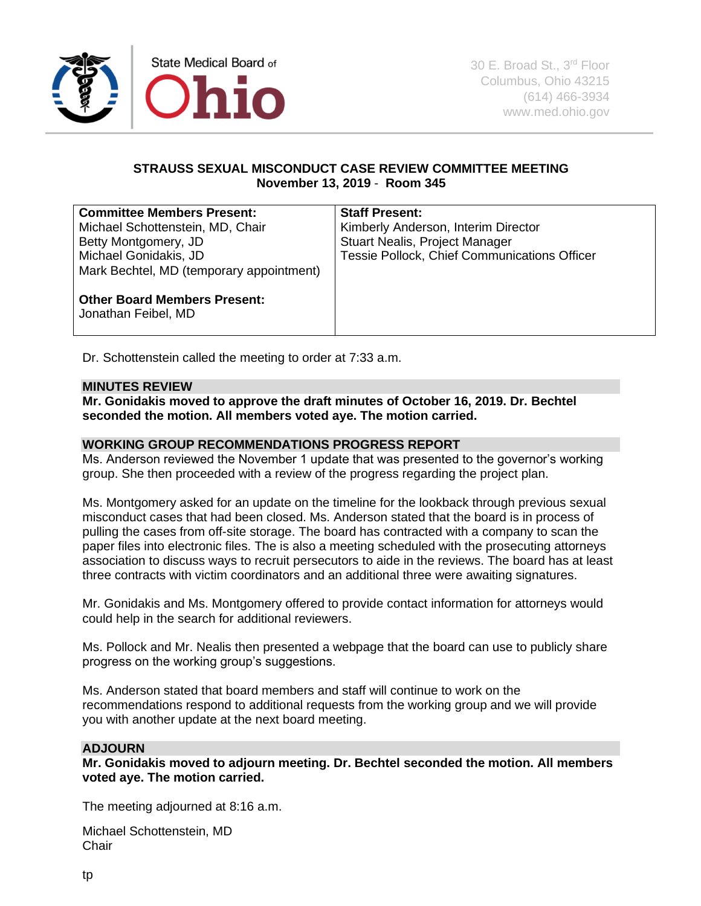State Medical Board of Ohio

30 E. Broad St., 3rd Floor
Columbus, Ohio 43215
(614) 466-3934
www.med.ohio.gov

**STRAUSS SEXUAL MISCONDUCT CASE REVIEW COMMITTEE MEETING**
**November 13, 2019 - Room 345**

| **Committee Members Present:** | **Staff Present:** |
|---|---|
| Michael Schottenstein, MD, Chair<br>Betty Montgomery, JD<br>Michael Gonidakis, JD<br>Mark Bechtel, MD (temporary appointment)<br><br>**Other Board Members Present:**<br>Jonathan Feibel, MD | Kimberly Anderson, Interim Director<br>Stuart Nealis, Project Manager<br>Tessie Pollock, Chief Communications Officer |

Dr. Schottenstein called the meeting to order at 7:33 a.m.

**MINUTES REVIEW**

**Mr. Gonidakis moved to approve the draft minutes of October 16, 2019. Dr. Bechtel seconded the motion. All members voted aye. The motion carried.**

**WORKING GROUP RECOMMENDATIONS PROGRESS REPORT**

Ms. Anderson reviewed the November 1 update that was presented to the governor's working group. She then proceeded with a review of the progress regarding the project plan.

Ms. Montgomery asked for an update on the timeline for the lookback through previous sexual misconduct cases that had been closed. Ms. Anderson stated that the board is in process of pulling the cases from off-site storage. The board has contracted with a company to scan the paper files into electronic files. The is also a meeting scheduled with the prosecuting attorneys association to discuss ways to recruit persecutors to aide in the reviews. The board has at least three contracts with victim coordinators and an additional three were awaiting signatures.

Mr. Gonidakis and Ms. Montgomery offered to provide contact information for attorneys would could help in the search for additional reviewers.

Ms. Pollock and Mr. Nealis then presented a webpage that the board can use to publicly share progress on the working group's suggestions.

Ms. Anderson stated that board members and staff will continue to work on the recommendations respond to additional requests from the working group and we will provide you with another update at the next board meeting.

**ADJOURN**

**Mr. Gonidakis moved to adjourn meeting. Dr. Bechtel seconded the motion. All members voted aye. The motion carried.**

The meeting adjourned at 8:16 a.m.

Michael Schottenstein, MD
Chair

tp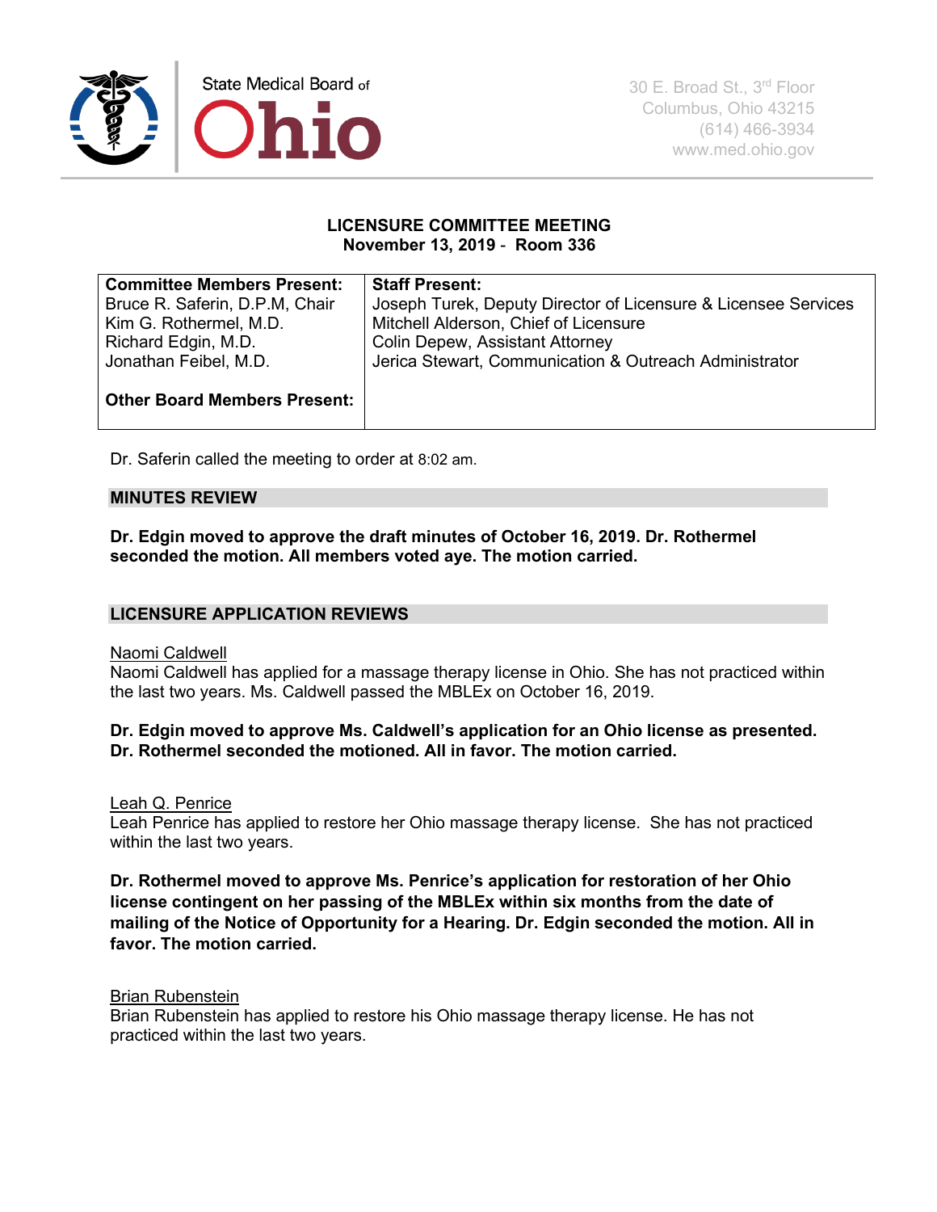State Medical Board of Ohio

30 E. Broad St., 3rd Floor
Columbus, Ohio 43215
(614) 466-3934
www.med.ohio.gov

## LICENSURE COMMITTEE MEETING
**November 13, 2019 - Room 336**

| **Committee Members Present:** | **Staff Present:** |
|---|---|
| Bruce R. Saferin, D.P.M, Chair<br>Kim G. Rothermel, M.D.<br>Richard Edgin, M.D.<br>Jonathan Feibel, M.D. | Joseph Turek, Deputy Director of Licensure & Licensee Services<br>Mitchell Alderson, Chief of Licensure<br>Colin Depew, Assistant Attorney<br>Jerica Stewart, Communication & Outreach Administrator |
| **Other Board Members Present:** | |

Dr. Saferin called the meeting to order at 8:02 am.

### MINUTES REVIEW

**Dr. Edgin moved to approve the draft minutes of October 16, 2019. Dr. Rothermel seconded the motion. All members voted aye. The motion carried.**

### LICENSURE APPLICATION REVIEWS

Naomi Caldwell
Naomi Caldwell has applied for a massage therapy license in Ohio. She has not practiced within the last two years. Ms. Caldwell passed the MBLEx on October 16, 2019.

**Dr. Edgin moved to approve Ms. Caldwell's application for an Ohio license as presented. Dr. Rothermel seconded the motioned. All in favor. The motion carried.**

Leah Q. Penrice
Leah Penrice has applied to restore her Ohio massage therapy license. She has not practiced within the last two years.

**Dr. Rothermel moved to approve Ms. Penrice's application for restoration of her Ohio license contingent on her passing of the MBLEx within six months from the date of mailing of the Notice of Opportunity for a Hearing. Dr. Edgin seconded the motion. All in favor. The motion carried.**

Brian Rubenstein
Brian Rubenstein has applied to restore his Ohio massage therapy license. He has not practiced within the last two years.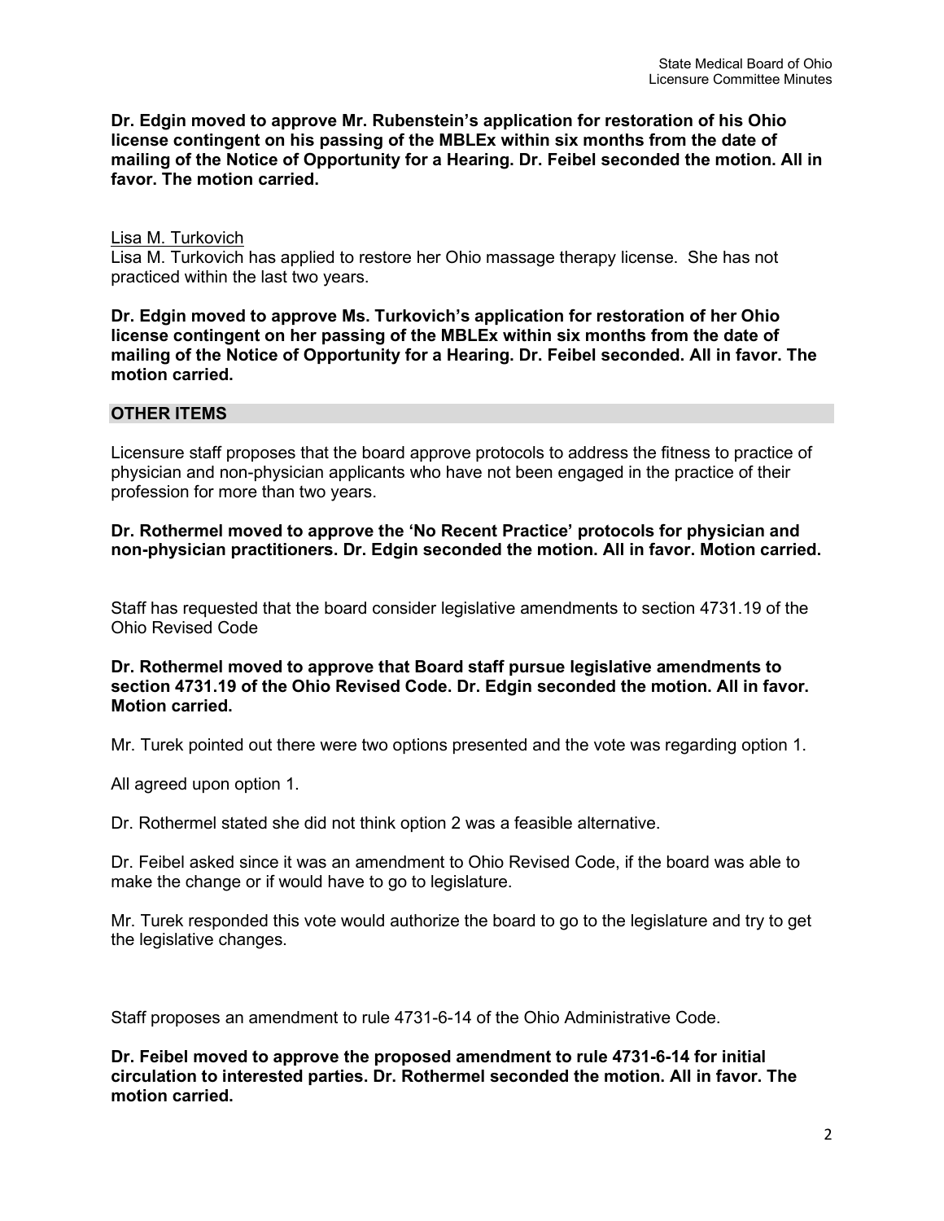**Dr. Edgin moved to approve Mr. Rubenstein's application for restoration of his Ohio license contingent on his passing of the MBLEx within six months from the date of mailing of the Notice of Opportunity for a Hearing. Dr. Feibel seconded the motion. All in favor. The motion carried.**

Lisa M. Turkovich

Lisa M. Turkovich has applied to restore her Ohio massage therapy license. She has not practiced within the last two years.

**Dr. Edgin moved to approve Ms. Turkovich's application for restoration of her Ohio license contingent on her passing of the MBLEx within six months from the date of mailing of the Notice of Opportunity for a Hearing. Dr. Feibel seconded. All in favor. The motion carried.**

## OTHER ITEMS

Licensure staff proposes that the board approve protocols to address the fitness to practice of physician and non-physician applicants who have not been engaged in the practice of their profession for more than two years.

**Dr. Rothermel moved to approve the 'No Recent Practice' protocols for physician and non-physician practitioners. Dr. Edgin seconded the motion. All in favor. Motion carried.**

Staff has requested that the board consider legislative amendments to section 4731.19 of the Ohio Revised Code

**Dr. Rothermel moved to approve that Board staff pursue legislative amendments to section 4731.19 of the Ohio Revised Code. Dr. Edgin seconded the motion. All in favor. Motion carried.**

Mr. Turek pointed out there were two options presented and the vote was regarding option 1.

All agreed upon option 1.

Dr. Rothermel stated she did not think option 2 was a feasible alternative.

Dr. Feibel asked since it was an amendment to Ohio Revised Code, if the board was able to make the change or if would have to go to legislature.

Mr. Turek responded this vote would authorize the board to go to the legislature and try to get the legislative changes.

Staff proposes an amendment to rule 4731-6-14 of the Ohio Administrative Code.

**Dr. Feibel moved to approve the proposed amendment to rule 4731-6-14 for initial circulation to interested parties. Dr. Rothermel seconded the motion. All in favor. The motion carried.**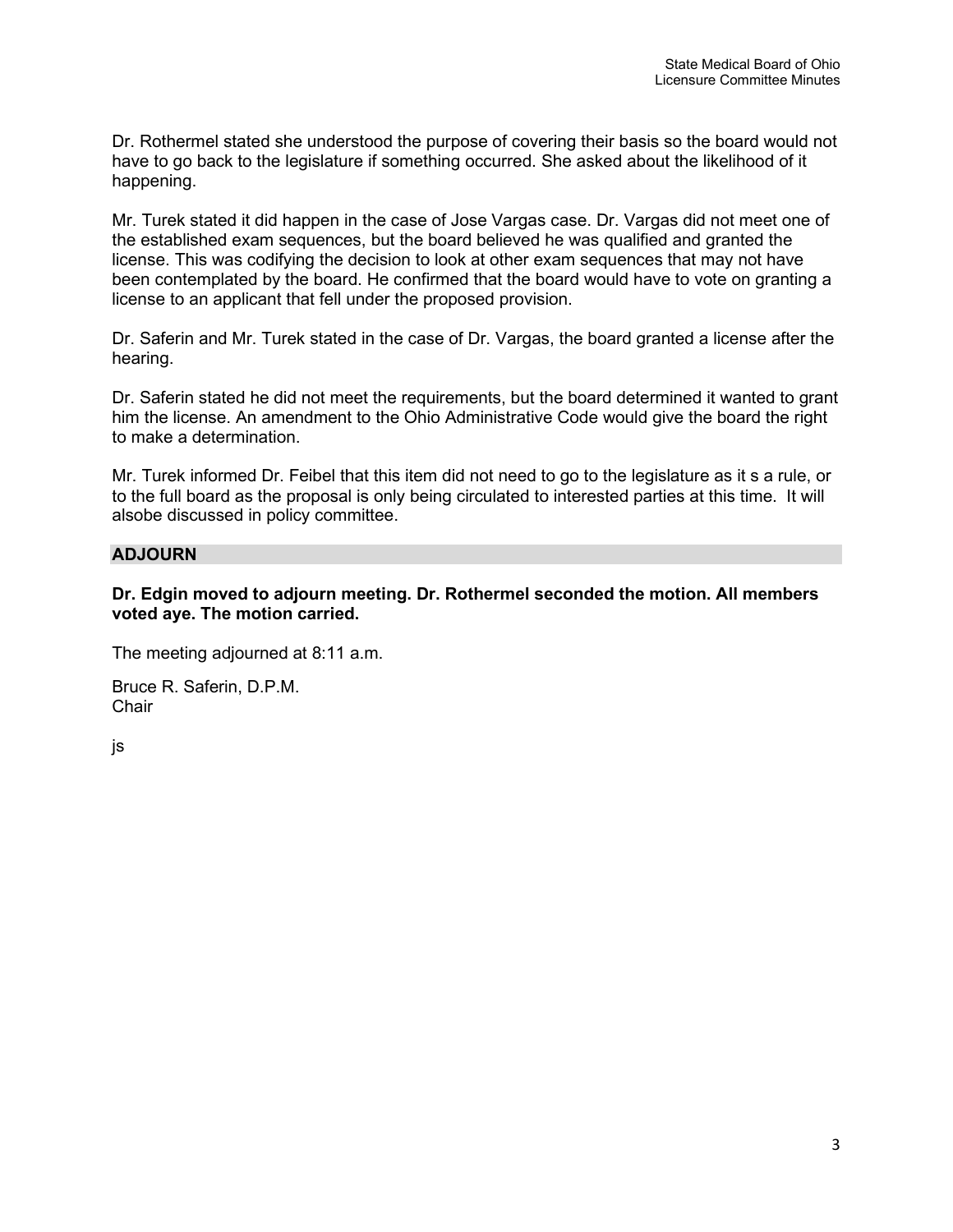Dr. Rothermel stated she understood the purpose of covering their basis so the board would not have to go back to the legislature if something occurred. She asked about the likelihood of it happening.

Mr. Turek stated it did happen in the case of Jose Vargas case. Dr. Vargas did not meet one of the established exam sequences, but the board believed he was qualified and granted the license. This was codifying the decision to look at other exam sequences that may not have been contemplated by the board. He confirmed that the board would have to vote on granting a license to an applicant that fell under the proposed provision.

Dr. Saferin and Mr. Turek stated in the case of Dr. Vargas, the board granted a license after the hearing.

Dr. Saferin stated he did not meet the requirements, but the board determined it wanted to grant him the license. An amendment to the Ohio Administrative Code would give the board the right to make a determination.

Mr. Turek informed Dr. Feibel that this item did not need to go to the legislature as it s a rule, or to the full board as the proposal is only being circulated to interested parties at this time. It will alsobe discussed in policy committee.

## ADJOURN

**Dr. Edgin moved to adjourn meeting. Dr. Rothermel seconded the motion. All members voted aye. The motion carried.**

The meeting adjourned at 8:11 a.m.

Bruce R. Saferin, D.P.M.
Chair

js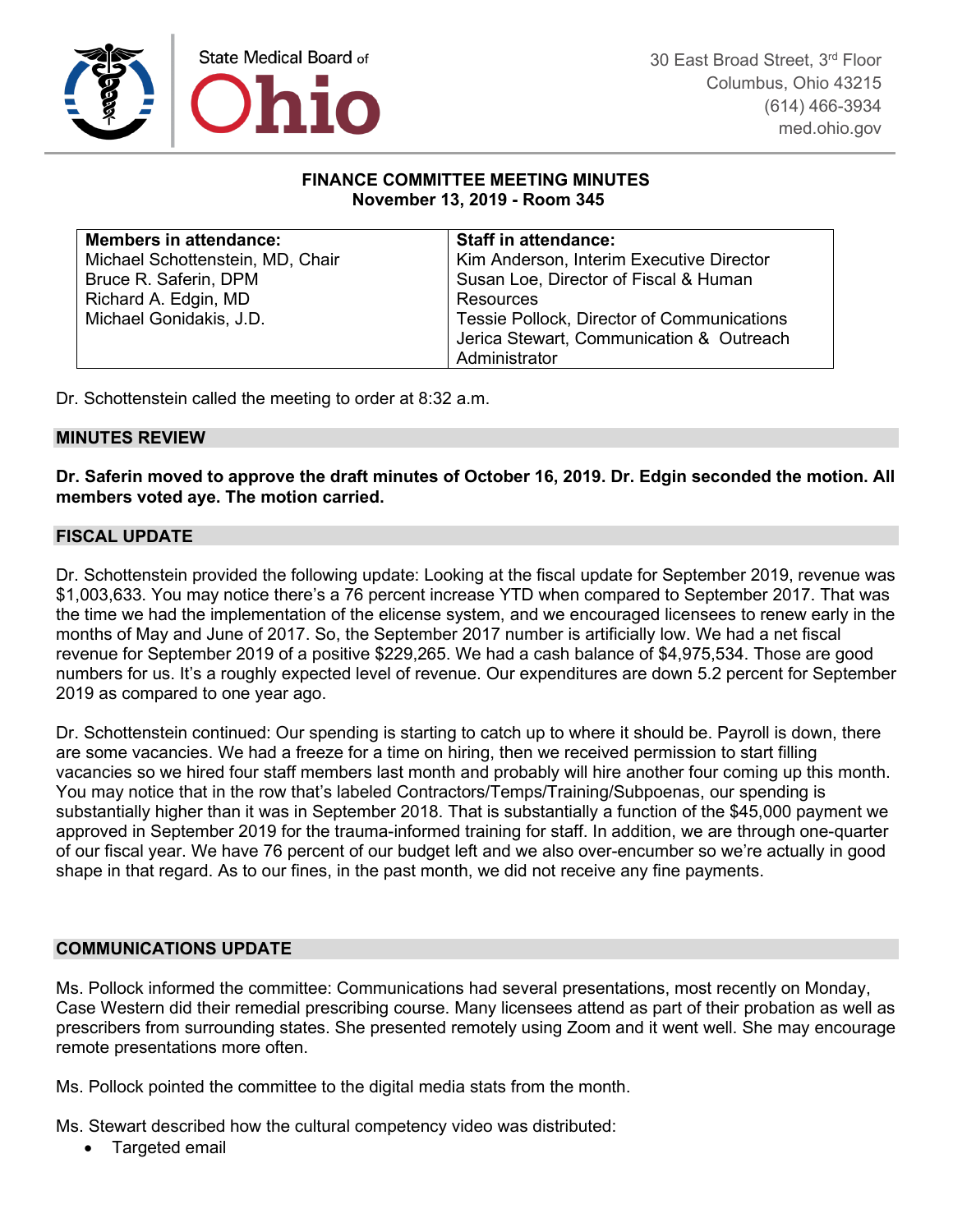State Medical Board of Ohio

30 East Broad Street, 3rd Floor
Columbus, Ohio 43215
(614) 466-3934
med.ohio.gov

**FINANCE COMMITTEE MEETING MINUTES**
**November 13, 2019 - Room 345**

| **Members in attendance:** | **Staff in attendance:** |
|---|---|
| Michael Schottenstein, MD, Chair<br>Bruce R. Saferin, DPM<br>Richard A. Edgin, MD<br>Michael Gonidakis, J.D. | Kim Anderson, Interim Executive Director<br>Susan Loe, Director of Fiscal & Human Resources<br>Tessie Pollock, Director of Communications<br>Jerica Stewart, Communication & Outreach Administrator |

Dr. Schottenstein called the meeting to order at 8:32 a.m.

## MINUTES REVIEW

**Dr. Saferin moved to approve the draft minutes of October 16, 2019. Dr. Edgin seconded the motion. All members voted aye. The motion carried.**

## FISCAL UPDATE

Dr. Schottenstein provided the following update: Looking at the fiscal update for September 2019, revenue was $1,003,633. You may notice there's a 76 percent increase YTD when compared to September 2017. That was the time we had the implementation of the elicense system, and we encouraged licensees to renew early in the months of May and June of 2017. So, the September 2017 number is artificially low. We had a net fiscal revenue for September 2019 of a positive $229,265. We had a cash balance of $4,975,534. Those are good numbers for us. It's a roughly expected level of revenue. Our expenditures are down 5.2 percent for September 2019 as compared to one year ago.

Dr. Schottenstein continued: Our spending is starting to catch up to where it should be. Payroll is down, there are some vacancies. We had a freeze for a time on hiring, then we received permission to start filling vacancies so we hired four staff members last month and probably will hire another four coming up this month. You may notice that in the row that's labeled Contractors/Temps/Training/Subpoenas, our spending is substantially higher than it was in September 2018. That is substantially a function of the $45,000 payment we approved in September 2019 for the trauma-informed training for staff. In addition, we are through one-quarter of our fiscal year. We have 76 percent of our budget left and we also over-encumber so we're actually in good shape in that regard. As to our fines, in the past month, we did not receive any fine payments.

## COMMUNICATIONS UPDATE

Ms. Pollock informed the committee: Communications had several presentations, most recently on Monday, Case Western did their remedial prescribing course. Many licensees attend as part of their probation as well as prescribers from surrounding states. She presented remotely using Zoom and it went well. She may encourage remote presentations more often.

Ms. Pollock pointed the committee to the digital media stats from the month.

Ms. Stewart described how the cultural competency video was distributed:

- Targeted email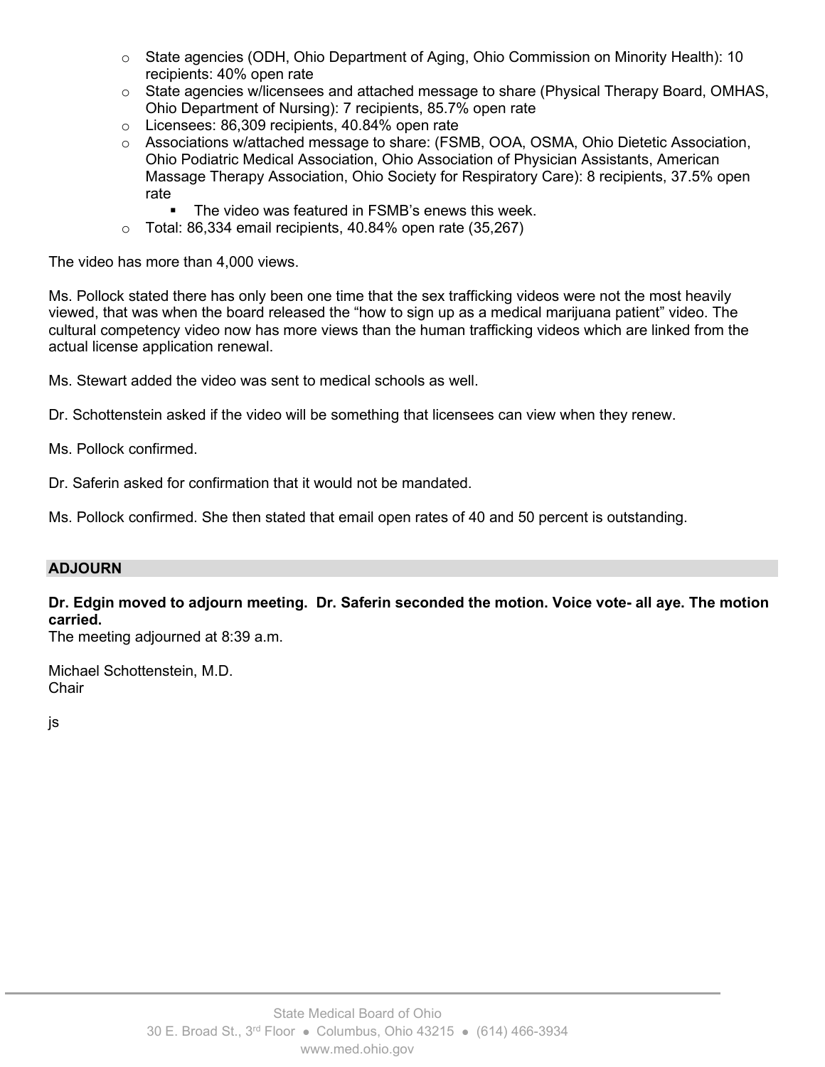- State agencies (ODH, Ohio Department of Aging, Ohio Commission on Minority Health): 10 recipients: 40% open rate
- State agencies w/licensees and attached message to share (Physical Therapy Board, OMHAS, Ohio Department of Nursing): 7 recipients, 85.7% open rate
- Licensees: 86,309 recipients, 40.84% open rate
- Associations w/attached message to share: (FSMB, OOA, OSMA, Ohio Dietetic Association, Ohio Podiatric Medical Association, Ohio Association of Physician Assistants, American Massage Therapy Association, Ohio Society for Respiratory Care): 8 recipients, 37.5% open rate
  - The video was featured in FSMB's enews this week.
- Total: 86,334 email recipients, 40.84% open rate (35,267)

The video has more than 4,000 views.

Ms. Pollock stated there has only been one time that the sex trafficking videos were not the most heavily viewed, that was when the board released the "how to sign up as a medical marijuana patient" video. The cultural competency video now has more views than the human trafficking videos which are linked from the actual license application renewal.

Ms. Stewart added the video was sent to medical schools as well.

Dr. Schottenstein asked if the video will be something that licensees can view when they renew.

Ms. Pollock confirmed.

Dr. Saferin asked for confirmation that it would not be mandated.

Ms. Pollock confirmed. She then stated that email open rates of 40 and 50 percent is outstanding.

## ADJOURN

**Dr. Edgin moved to adjourn meeting. Dr. Saferin seconded the motion. Voice vote- all aye. The motion carried.**

The meeting adjourned at 8:39 a.m.

Michael Schottenstein, M.D.
Chair

js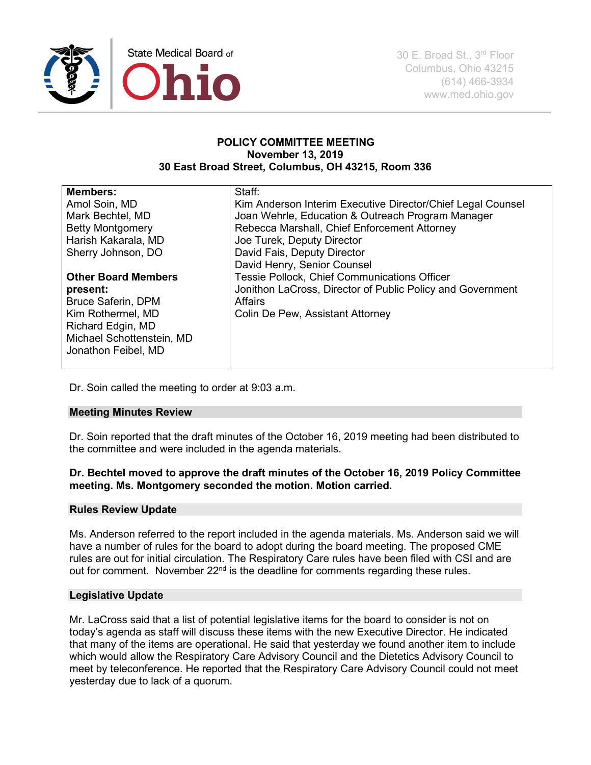State Medical Board of Ohio

30 E. Broad St., 3rd Floor
Columbus, Ohio 43215
(614) 466-3934
www.med.ohio.gov

# POLICY COMMITTEE MEETING
**November 13, 2019**
**30 East Broad Street, Columbus, OH 43215, Room 336**

| **Members:** | Staff: |
|---|---|
| Amol Soin, MD<br>Mark Bechtel, MD<br>Betty Montgomery<br>Harish Kakarala, MD<br>Sherry Johnson, DO<br><br>**Other Board Members present:**<br>Bruce Saferin, DPM<br>Kim Rothermel, MD<br>Richard Edgin, MD<br>Michael Schottenstein, MD<br>Jonathon Feibel, MD | Kim Anderson Interim Executive Director/Chief Legal Counsel<br>Joan Wehrle, Education & Outreach Program Manager<br>Rebecca Marshall, Chief Enforcement Attorney<br>Joe Turek, Deputy Director<br>David Fais, Deputy Director<br>David Henry, Senior Counsel<br>Tessie Pollock, Chief Communications Officer<br>Jonithon LaCross, Director of Public Policy and Government Affairs<br>Colin De Pew, Assistant Attorney |

Dr. Soin called the meeting to order at 9:03 a.m.

## Meeting Minutes Review

Dr. Soin reported that the draft minutes of the October 16, 2019 meeting had been distributed to the committee and were included in the agenda materials.

**Dr. Bechtel moved to approve the draft minutes of the October 16, 2019 Policy Committee meeting. Ms. Montgomery seconded the motion. Motion carried.**

## Rules Review Update

Ms. Anderson referred to the report included in the agenda materials. Ms. Anderson said we will have a number of rules for the board to adopt during the board meeting. The proposed CME rules are out for initial circulation. The Respiratory Care rules have been filed with CSI and are out for comment. November 22nd is the deadline for comments regarding these rules.

## Legislative Update

Mr. LaCross said that a list of potential legislative items for the board to consider is not on today's agenda as staff will discuss these items with the new Executive Director. He indicated that many of the items are operational. He said that yesterday we found another item to include which would allow the Respiratory Care Advisory Council and the Dietetics Advisory Council to meet by teleconference. He reported that the Respiratory Care Advisory Council could not meet yesterday due to lack of a quorum.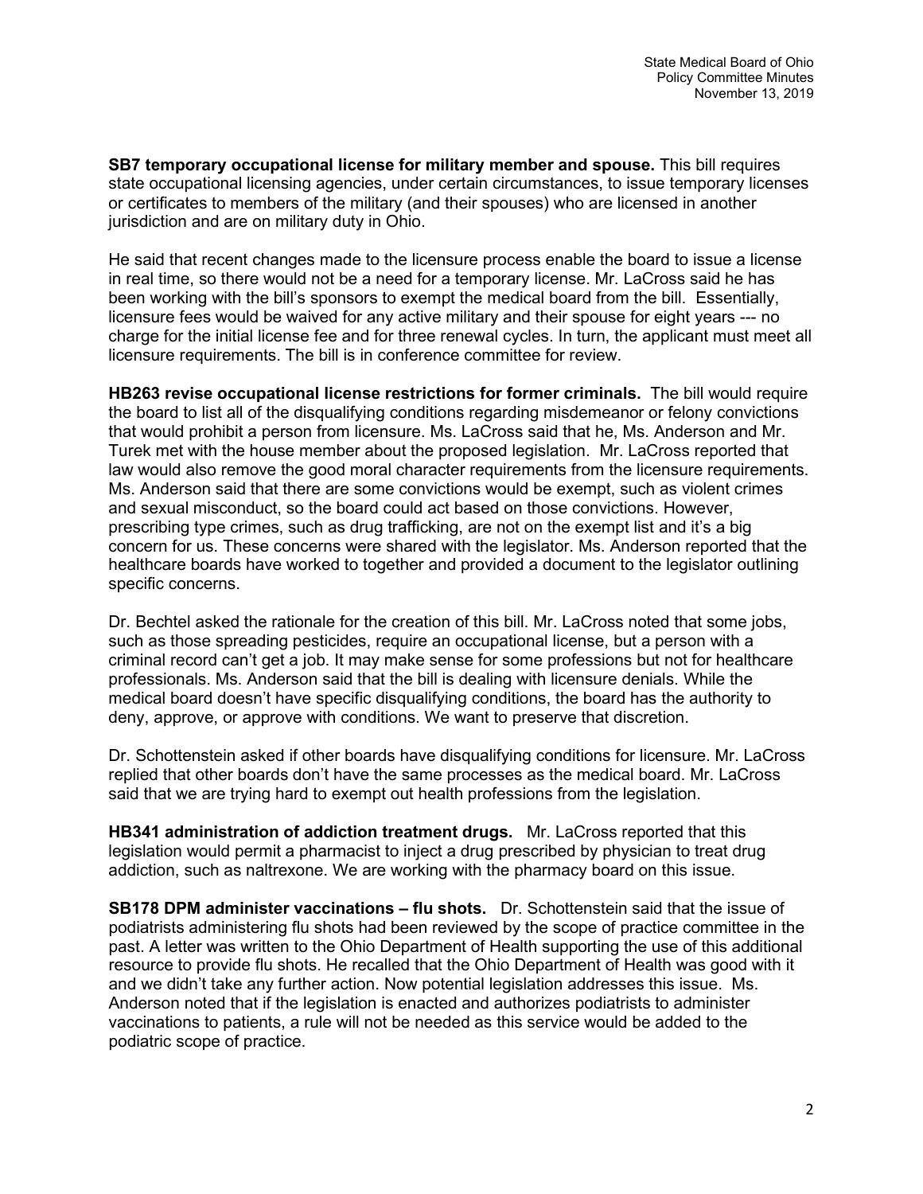**SB7 temporary occupational license for military member and spouse.** This bill requires state occupational licensing agencies, under certain circumstances, to issue temporary licenses or certificates to members of the military (and their spouses) who are licensed in another jurisdiction and are on military duty in Ohio.

He said that recent changes made to the licensure process enable the board to issue a license in real time, so there would not be a need for a temporary license. Mr. LaCross said he has been working with the bill's sponsors to exempt the medical board from the bill. Essentially, licensure fees would be waived for any active military and their spouse for eight years --- no charge for the initial license fee and for three renewal cycles. In turn, the applicant must meet all licensure requirements. The bill is in conference committee for review.

**HB263 revise occupational license restrictions for former criminals.** The bill would require the board to list all of the disqualifying conditions regarding misdemeanor or felony convictions that would prohibit a person from licensure. Ms. LaCross said that he, Ms. Anderson and Mr. Turek met with the house member about the proposed legislation. Mr. LaCross reported that law would also remove the good moral character requirements from the licensure requirements. Ms. Anderson said that there are some convictions would be exempt, such as violent crimes and sexual misconduct, so the board could act based on those convictions. However, prescribing type crimes, such as drug trafficking, are not on the exempt list and it's a big concern for us. These concerns were shared with the legislator. Ms. Anderson reported that the healthcare boards have worked to together and provided a document to the legislator outlining specific concerns.

Dr. Bechtel asked the rationale for the creation of this bill. Mr. LaCross noted that some jobs, such as those spreading pesticides, require an occupational license, but a person with a criminal record can't get a job. It may make sense for some professions but not for healthcare professionals. Ms. Anderson said that the bill is dealing with licensure denials. While the medical board doesn't have specific disqualifying conditions, the board has the authority to deny, approve, or approve with conditions. We want to preserve that discretion.

Dr. Schottenstein asked if other boards have disqualifying conditions for licensure. Mr. LaCross replied that other boards don't have the same processes as the medical board. Mr. LaCross said that we are trying hard to exempt out health professions from the legislation.

**HB341 administration of addiction treatment drugs.** Mr. LaCross reported that this legislation would permit a pharmacist to inject a drug prescribed by physician to treat drug addiction, such as naltrexone. We are working with the pharmacy board on this issue.

**SB178 DPM administer vaccinations – flu shots.** Dr. Schottenstein said that the issue of podiatrists administering flu shots had been reviewed by the scope of practice committee in the past. A letter was written to the Ohio Department of Health supporting the use of this additional resource to provide flu shots. He recalled that the Ohio Department of Health was good with it and we didn't take any further action. Now potential legislation addresses this issue. Ms. Anderson noted that if the legislation is enacted and authorizes podiatrists to administer vaccinations to patients, a rule will not be needed as this service would be added to the podiatric scope of practice.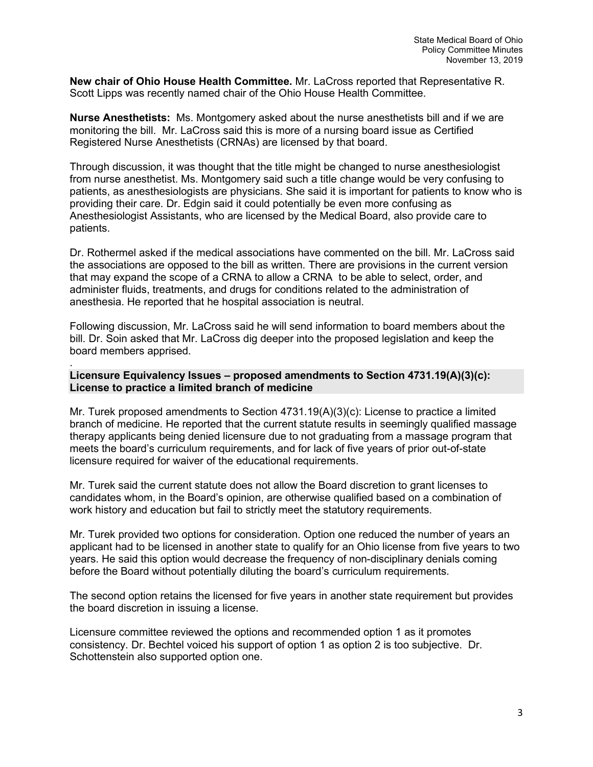**New chair of Ohio House Health Committee.** Mr. LaCross reported that Representative R. Scott Lipps was recently named chair of the Ohio House Health Committee.

**Nurse Anesthetists:** Ms. Montgomery asked about the nurse anesthetists bill and if we are monitoring the bill. Mr. LaCross said this is more of a nursing board issue as Certified Registered Nurse Anesthetists (CRNAs) are licensed by that board.

Through discussion, it was thought that the title might be changed to nurse anesthesiologist from nurse anesthetist. Ms. Montgomery said such a title change would be very confusing to patients, as anesthesiologists are physicians. She said it is important for patients to know who is providing their care. Dr. Edgin said it could potentially be even more confusing as Anesthesiologist Assistants, who are licensed by the Medical Board, also provide care to patients.

Dr. Rothermel asked if the medical associations have commented on the bill. Mr. LaCross said the associations are opposed to the bill as written. There are provisions in the current version that may expand the scope of a CRNA to allow a CRNA to be able to select, order, and administer fluids, treatments, and drugs for conditions related to the administration of anesthesia. He reported that he hospital association is neutral.

Following discussion, Mr. LaCross said he will send information to board members about the bill. Dr. Soin asked that Mr. LaCross dig deeper into the proposed legislation and keep the board members apprised.

.

**Licensure Equivalency Issues – proposed amendments to Section 4731.19(A)(3)(c): License to practice a limited branch of medicine**

Mr. Turek proposed amendments to Section 4731.19(A)(3)(c): License to practice a limited branch of medicine. He reported that the current statute results in seemingly qualified massage therapy applicants being denied licensure due to not graduating from a massage program that meets the board's curriculum requirements, and for lack of five years of prior out-of-state licensure required for waiver of the educational requirements.

Mr. Turek said the current statute does not allow the Board discretion to grant licenses to candidates whom, in the Board's opinion, are otherwise qualified based on a combination of work history and education but fail to strictly meet the statutory requirements.

Mr. Turek provided two options for consideration. Option one reduced the number of years an applicant had to be licensed in another state to qualify for an Ohio license from five years to two years. He said this option would decrease the frequency of non-disciplinary denials coming before the Board without potentially diluting the board's curriculum requirements.

The second option retains the licensed for five years in another state requirement but provides the board discretion in issuing a license.

Licensure committee reviewed the options and recommended option 1 as it promotes consistency. Dr. Bechtel voiced his support of option 1 as option 2 is too subjective. Dr. Schottenstein also supported option one.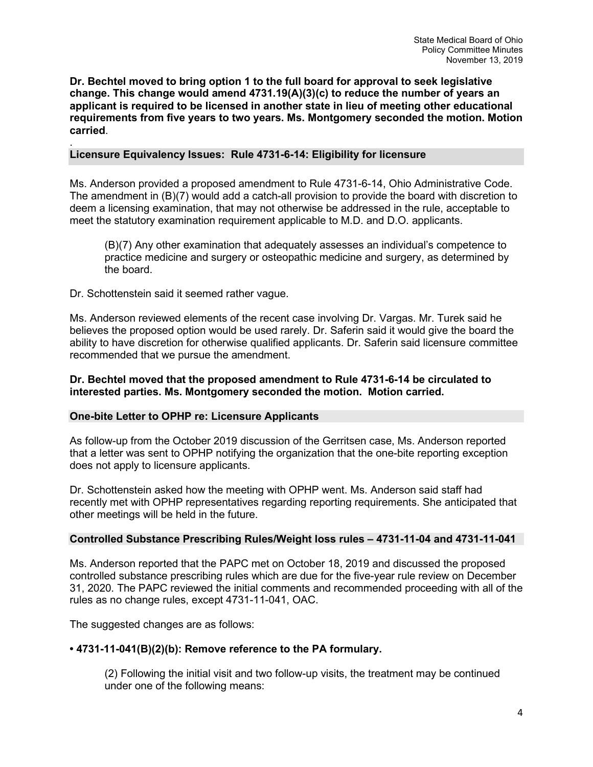**Dr. Bechtel moved to bring option 1 to the full board for approval to seek legislative change. This change would amend 4731.19(A)(3)(c) to reduce the number of years an applicant is required to be licensed in another state in lieu of meeting other educational requirements from five years to two years. Ms. Montgomery seconded the motion. Motion carried**.

.

## Licensure Equivalency Issues: Rule 4731-6-14: Eligibility for licensure

Ms. Anderson provided a proposed amendment to Rule 4731-6-14, Ohio Administrative Code. The amendment in (B)(7) would add a catch-all provision to provide the board with discretion to deem a licensing examination, that may not otherwise be addressed in the rule, acceptable to meet the statutory examination requirement applicable to M.D. and D.O. applicants.

> (B)(7) Any other examination that adequately assesses an individual's competence to practice medicine and surgery or osteopathic medicine and surgery, as determined by the board.

Dr. Schottenstein said it seemed rather vague.

Ms. Anderson reviewed elements of the recent case involving Dr. Vargas. Mr. Turek said he believes the proposed option would be used rarely. Dr. Saferin said it would give the board the ability to have discretion for otherwise qualified applicants. Dr. Saferin said licensure committee recommended that we pursue the amendment.

**Dr. Bechtel moved that the proposed amendment to Rule 4731-6-14 be circulated to interested parties. Ms. Montgomery seconded the motion. Motion carried.**

## One-bite Letter to OPHP re: Licensure Applicants

As follow-up from the October 2019 discussion of the Gerritsen case, Ms. Anderson reported that a letter was sent to OPHP notifying the organization that the one-bite reporting exception does not apply to licensure applicants.

Dr. Schottenstein asked how the meeting with OPHP went. Ms. Anderson said staff had recently met with OPHP representatives regarding reporting requirements. She anticipated that other meetings will be held in the future.

## Controlled Substance Prescribing Rules/Weight loss rules – 4731-11-04 and 4731-11-041

Ms. Anderson reported that the PAPC met on October 18, 2019 and discussed the proposed controlled substance prescribing rules which are due for the five-year rule review on December 31, 2020. The PAPC reviewed the initial comments and recommended proceeding with all of the rules as no change rules, except 4731-11-041, OAC.

The suggested changes are as follows:

- **4731-11-041(B)(2)(b): Remove reference to the PA formulary.**

> (2) Following the initial visit and two follow-up visits, the treatment may be continued under one of the following means: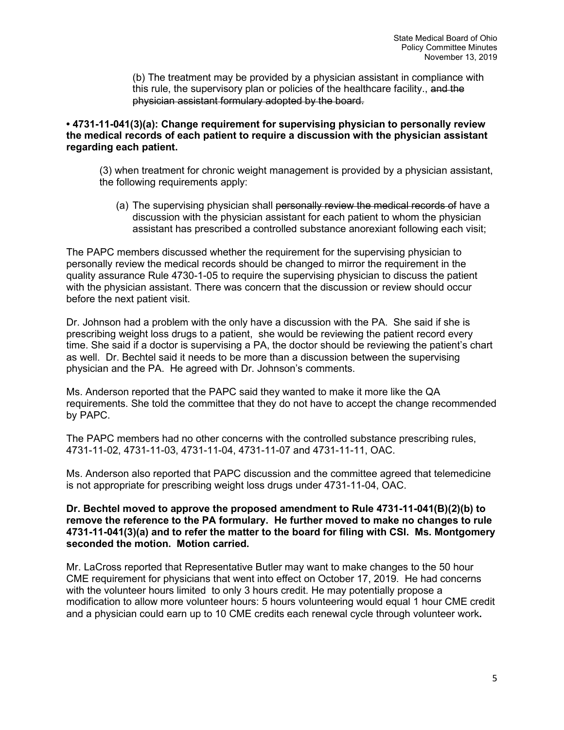(b) The treatment may be provided by a physician assistant in compliance with this rule, the supervisory plan or policies of the healthcare facility., ~~and the physician assistant formulary adopted by the board.~~

**• 4731-11-041(3)(a): Change requirement for supervising physician to personally review the medical records of each patient to require a discussion with the physician assistant regarding each patient.**

(3) when treatment for chronic weight management is provided by a physician assistant, the following requirements apply:

(a) The supervising physician shall ~~personally review the medical records of~~ have a discussion with the physician assistant for each patient to whom the physician assistant has prescribed a controlled substance anorexiant following each visit;

The PAPC members discussed whether the requirement for the supervising physician to personally review the medical records should be changed to mirror the requirement in the quality assurance Rule 4730-1-05 to require the supervising physician to discuss the patient with the physician assistant. There was concern that the discussion or review should occur before the next patient visit.

Dr. Johnson had a problem with the only have a discussion with the PA. She said if she is prescribing weight loss drugs to a patient, she would be reviewing the patient record every time. She said if a doctor is supervising a PA, the doctor should be reviewing the patient's chart as well. Dr. Bechtel said it needs to be more than a discussion between the supervising physician and the PA. He agreed with Dr. Johnson's comments.

Ms. Anderson reported that the PAPC said they wanted to make it more like the QA requirements. She told the committee that they do not have to accept the change recommended by PAPC.

The PAPC members had no other concerns with the controlled substance prescribing rules, 4731-11-02, 4731-11-03, 4731-11-04, 4731-11-07 and 4731-11-11, OAC.

Ms. Anderson also reported that PAPC discussion and the committee agreed that telemedicine is not appropriate for prescribing weight loss drugs under 4731-11-04, OAC.

**Dr. Bechtel moved to approve the proposed amendment to Rule 4731-11-041(B)(2)(b) to remove the reference to the PA formulary. He further moved to make no changes to rule 4731-11-041(3)(a) and to refer the matter to the board for filing with CSI. Ms. Montgomery seconded the motion. Motion carried.**

Mr. LaCross reported that Representative Butler may want to make changes to the 50 hour CME requirement for physicians that went into effect on October 17, 2019. He had concerns with the volunteer hours limited to only 3 hours credit. He may potentially propose a modification to allow more volunteer hours: 5 hours volunteering would equal 1 hour CME credit and a physician could earn up to 10 CME credits each renewal cycle through volunteer work.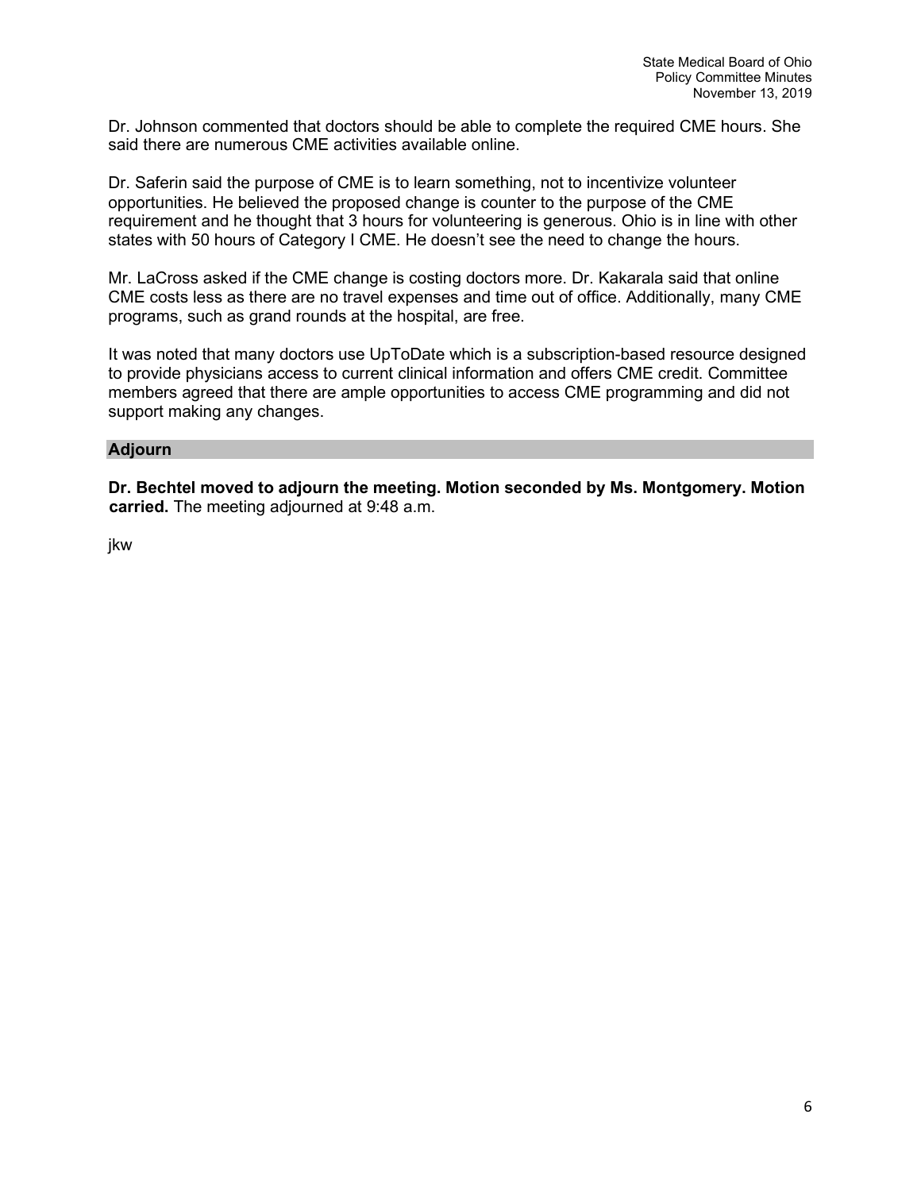Dr. Johnson commented that doctors should be able to complete the required CME hours. She said there are numerous CME activities available online.

Dr. Saferin said the purpose of CME is to learn something, not to incentivize volunteer opportunities. He believed the proposed change is counter to the purpose of the CME requirement and he thought that 3 hours for volunteering is generous. Ohio is in line with other states with 50 hours of Category I CME. He doesn't see the need to change the hours.

Mr. LaCross asked if the CME change is costing doctors more. Dr. Kakarala said that online CME costs less as there are no travel expenses and time out of office. Additionally, many CME programs, such as grand rounds at the hospital, are free.

It was noted that many doctors use UpToDate which is a subscription-based resource designed to provide physicians access to current clinical information and offers CME credit. Committee members agreed that there are ample opportunities to access CME programming and did not support making any changes.

## Adjourn

**Dr. Bechtel moved to adjourn the meeting. Motion seconded by Ms. Montgomery. Motion carried.** The meeting adjourned at 9:48 a.m.

jkw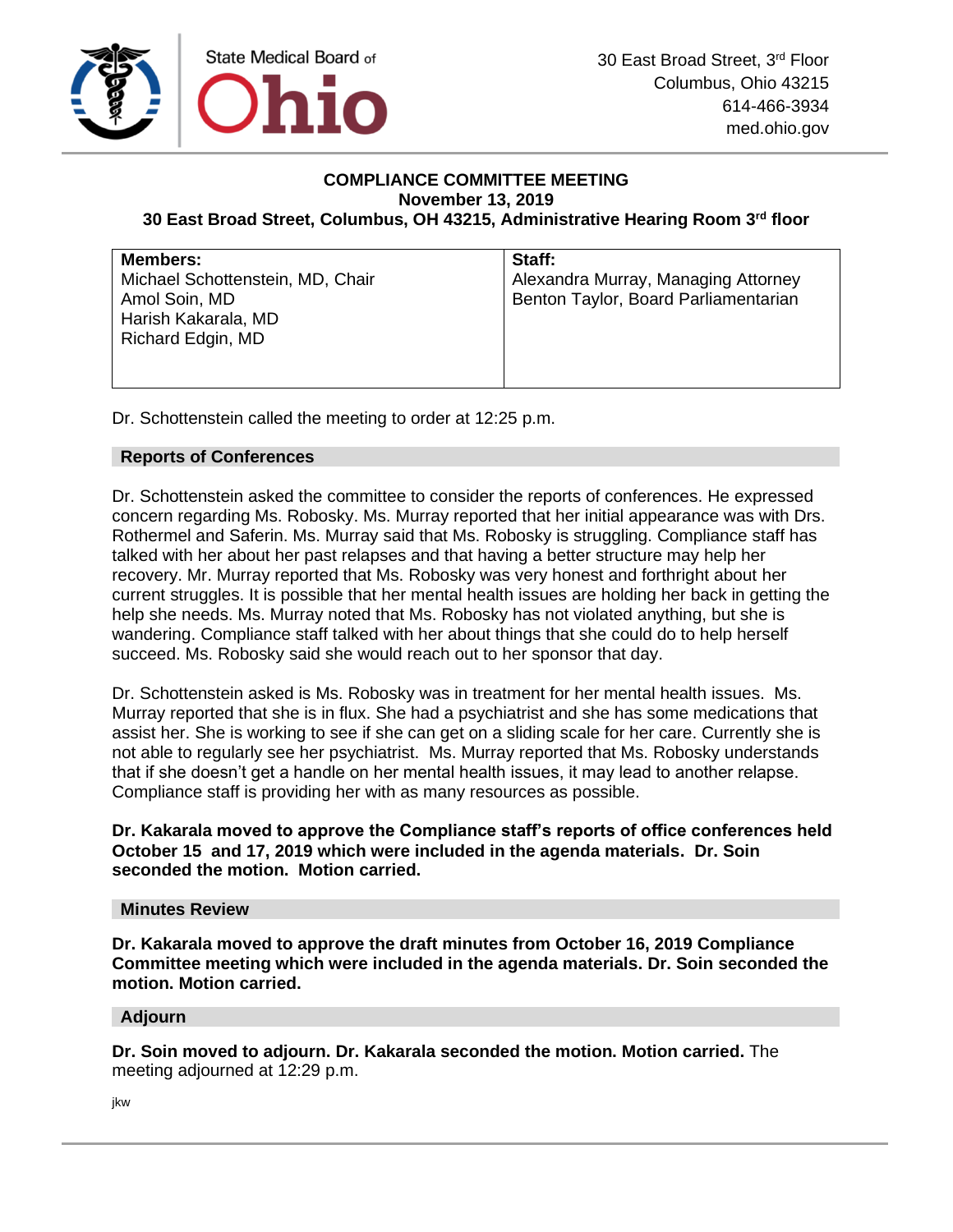State Medical Board of Ohio

30 East Broad Street, 3rd Floor
Columbus, Ohio 43215
614-466-3934
med.ohio.gov

**COMPLIANCE COMMITTEE MEETING**
**November 13, 2019**
**30 East Broad Street, Columbus, OH 43215, Administrative Hearing Room 3rd floor**

| **Members:** | **Staff:** |
|---|---|
| Michael Schottenstein, MD, Chair<br>Amol Soin, MD<br>Harish Kakarala, MD<br>Richard Edgin, MD | Alexandra Murray, Managing Attorney<br>Benton Taylor, Board Parliamentarian |

Dr. Schottenstein called the meeting to order at 12:25 p.m.

## Reports of Conferences

Dr. Schottenstein asked the committee to consider the reports of conferences. He expressed concern regarding Ms. Robosky. Ms. Murray reported that her initial appearance was with Drs. Rothermel and Saferin. Ms. Murray said that Ms. Robosky is struggling. Compliance staff has talked with her about her past relapses and that having a better structure may help her recovery. Mr. Murray reported that Ms. Robosky was very honest and forthright about her current struggles. It is possible that her mental health issues are holding her back in getting the help she needs. Ms. Murray noted that Ms. Robosky has not violated anything, but she is wandering. Compliance staff talked with her about things that she could do to help herself succeed. Ms. Robosky said she would reach out to her sponsor that day.

Dr. Schottenstein asked is Ms. Robosky was in treatment for her mental health issues. Ms. Murray reported that she is in flux. She had a psychiatrist and she has some medications that assist her. She is working to see if she can get on a sliding scale for her care. Currently she is not able to regularly see her psychiatrist. Ms. Murray reported that Ms. Robosky understands that if she doesn't get a handle on her mental health issues, it may lead to another relapse. Compliance staff is providing her with as many resources as possible.

**Dr. Kakarala moved to approve the Compliance staff's reports of office conferences held October 15 and 17, 2019 which were included in the agenda materials. Dr. Soin seconded the motion. Motion carried.**

## Minutes Review

**Dr. Kakarala moved to approve the draft minutes from October 16, 2019 Compliance Committee meeting which were included in the agenda materials. Dr. Soin seconded the motion. Motion carried.**

## Adjourn

**Dr. Soin moved to adjourn. Dr. Kakarala seconded the motion. Motion carried.** The meeting adjourned at 12:29 p.m.

jkw